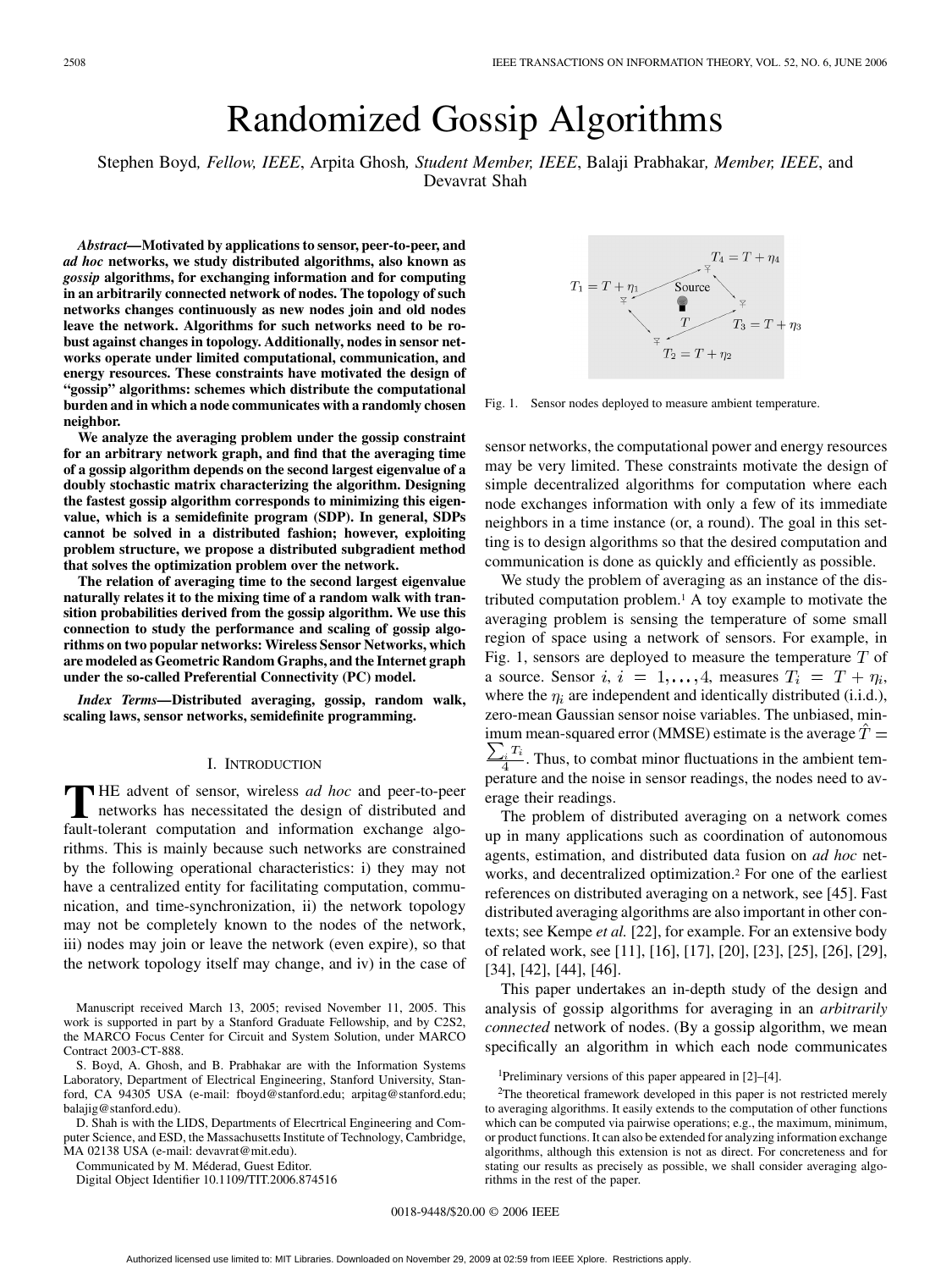# Randomized Gossip Algorithms

Stephen Boyd, *Fellow, IEEE*, Arpita Ghosh, *Student Member, IEEE*, Balaji Prabhakar, *Member, IEEE*, and Devavrat Shah

***Abstract*—Motivated by applications to sensor, peer-to-peer, and *ad hoc* networks, we study distributed algorithms, also known as *gossip* algorithms, for exchanging information and for computing in an arbitrarily connected network of nodes. The topology of such networks changes continuously as new nodes join and old nodes leave the network. Algorithms for such networks need to be robust against changes in topology. Additionally, nodes in sensor networks operate under limited computational, communication, and energy resources. These constraints have motivated the design of "gossip" algorithms: schemes which distribute the computational burden and in which a node communicates with a randomly chosen neighbor.**

**We analyze the averaging problem under the gossip constraint for an arbitrary network graph, and find that the averaging time of a gossip algorithm depends on the second largest eigenvalue of a doubly stochastic matrix characterizing the algorithm. Designing the fastest gossip algorithm corresponds to minimizing this eigenvalue, which is a semidefinite program (SDP). In general, SDPs cannot be solved in a distributed fashion; however, exploiting problem structure, we propose a distributed subgradient method that solves the optimization problem over the network.**

**The relation of averaging time to the second largest eigenvalue naturally relates it to the mixing time of a random walk with transition probabilities derived from the gossip algorithm. We use this connection to study the performance and scaling of gossip algorithms on two popular networks: Wireless Sensor Networks, which are modeled as Geometric Random Graphs, and the Internet graph under the so-called Preferential Connectivity (PC) model.**

***Index Terms*—Distributed averaging, gossip, random walk, scaling laws, sensor networks, semidefinite programming.**

## I. Introduction

The advent of sensor, wireless *ad hoc* and peer-to-peer networks has necessitated the design of distributed and fault-tolerant computation and information exchange algorithms. This is mainly because such networks are constrained by the following operational characteristics: i) they may not have a centralized entity for facilitating computation, communication, and time-synchronization, ii) the network topology may not be completely known to the nodes of the network, iii) nodes may join or leave the network (even expire), so that the network topology itself may change, and iv) in the case of sensor networks, the computational power and energy resources may be very limited. These constraints motivate the design of simple decentralized algorithms for computation where each node exchanges information with only a few of its immediate neighbors in a time instance (or, a round). The goal in this setting is to design algorithms so that the desired computation and communication is done as quickly and efficiently as possible.

$T_4 = T + \eta_4$

$T_1 = T + \eta_1$

Source

$T$

$T_3 = T + \eta_3$

$T_2 = T + \eta_2$

Fig. 1. Sensor nodes deployed to measure ambient temperature.

We study the problem of averaging as an instance of the distributed computation problem.[1] A toy example to motivate the averaging problem is sensing the temperature of some small region of space using a network of sensors. For example, in Fig. 1, sensors are deployed to measure the temperature $T$ of a source. Sensor $i$, $i = 1, \ldots, 4$, measures $T_i = T + \eta_i$, where the $\eta_i$ are independent and identically distributed (i.i.d.), zero-mean Gaussian sensor noise variables. The unbiased, minimum mean-squared error (MMSE) estimate is the average $\hat{T} = \frac{\sum_i T_i}{4}$. Thus, to combat minor fluctuations in the ambient temperature and the noise in sensor readings, the nodes need to average their readings.

The problem of distributed averaging on a network comes up in many applications such as coordination of autonomous agents, estimation, and distributed data fusion on *ad hoc* networks, and decentralized optimization.[2] For one of the earliest references on distributed averaging on a network, see [45]. Fast distributed averaging algorithms are also important in other contexts; see Kempe *et al.* [22], for example. For an extensive body of related work, see [11], [16], [17], [20], [23], [25], [26], [29], [34], [42], [44], [46].

This paper undertakes an in-depth study of the design and analysis of gossip algorithms for averaging in an *arbitrarily connected* network of nodes. (By a gossip algorithm, we mean specifically an algorithm in which each node communicates

Manuscript received March 13, 2005; revised November 11, 2005. This work is supported in part by a Stanford Graduate Fellowship, and by C2S2, the MARCO Focus Center for Circuit and System Solution, under MARCO Contract 2003-CT-888.

S. Boyd, A. Ghosh, and B. Prabhakar are with the Information Systems Laboratory, Department of Electrical Engineering, Stanford University, Stanford, CA 94305 USA (e-mail: fboyd@stanford.edu; arpitag@stanford.edu; balajig@stanford.edu).

D. Shah is with the LIDS, Departments of Elecrtrical Engineering and Computer Science, and ESD, the Massachusetts Institute of Technology, Cambridge, MA 02138 USA (e-mail: devavrat@mit.edu).

Communicated by M. Méderad, Guest Editor.

Digital Object Identifier 10.1109/TIT.2006.874516

[1] Preliminary versions of this paper appeared in [2]–[4].

[2] The theoretical framework developed in this paper is not restricted merely to averaging algorithms. It easily extends to the computation of other functions which can be computed via pairwise operations; e.g., the maximum, minimum, or product functions. It can also be extended for analyzing information exchange algorithms, although this extension is not as direct. For concreteness and for stating our results as precisely as possible, we shall consider averaging algorithms in the rest of the paper.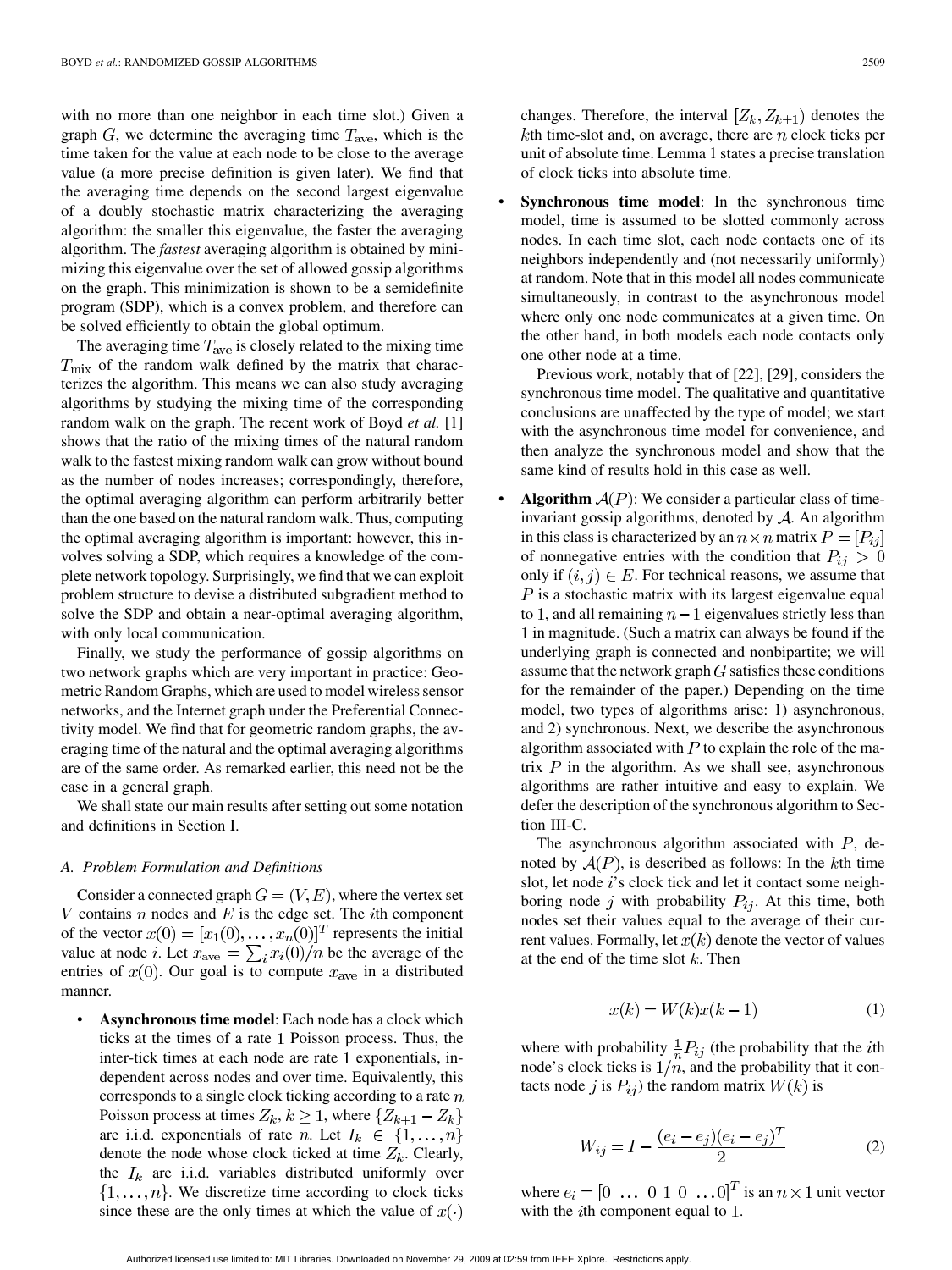with no more than one neighbor in each time slot.) Given a graph $G$, we determine the averaging time $T_{\rm ave}$, which is the time taken for the value at each node to be close to the average value (a more precise definition is given later). We find that the averaging time depends on the second largest eigenvalue of a doubly stochastic matrix characterizing the averaging algorithm: the smaller this eigenvalue, the faster the averaging algorithm. The *fastest* averaging algorithm is obtained by minimizing this eigenvalue over the set of allowed gossip algorithms on the graph. This minimization is shown to be a semidefinite program (SDP), which is a convex problem, and therefore can be solved efficiently to obtain the global optimum.

The averaging time $T_{\rm ave}$ is closely related to the mixing time $T_{\rm mix}$ of the random walk defined by the matrix that characterizes the algorithm. This means we can also study averaging algorithms by studying the mixing time of the corresponding random walk on the graph. The recent work of Boyd *et al.* [1] shows that the ratio of the mixing times of the natural random walk to the fastest mixing random walk can grow without bound as the number of nodes increases; correspondingly, therefore, the optimal averaging algorithm can perform arbitrarily better than the one based on the natural random walk. Thus, computing the optimal averaging algorithm is important: however, this involves solving a SDP, which requires a knowledge of the complete network topology. Surprisingly, we find that we can exploit problem structure to devise a distributed subgradient method to solve the SDP and obtain a near-optimal averaging algorithm, with only local communication.

Finally, we study the performance of gossip algorithms on two network graphs which are very important in practice: Geometric Random Graphs, which are used to model wireless sensor networks, and the Internet graph under the Preferential Connectivity model. We find that for geometric random graphs, the averaging time of the natural and the optimal averaging algorithms are of the same order. As remarked earlier, this need not be the case in a general graph.

We shall state our main results after setting out some notation and definitions in Section I.

### A. Problem Formulation and Definitions

Consider a connected graph $G = (V, E)$, where the vertex set $V$ contains $n$ nodes and $E$ is the edge set. The $i$th component of the vector $x(0) = [x_1(0), \ldots, x_n(0)]^T$ represents the initial value at node $i$. Let $x_{\rm ave} = \sum_i x_i(0)/n$ be the average of the entries of $x(0)$. Our goal is to compute $x_{\rm ave}$ in a distributed manner.

- **Asynchronous time model**: Each node has a clock which ticks at the times of a rate 1 Poisson process. Thus, the inter-tick times at each node are rate 1 exponentials, independent across nodes and over time. Equivalently, this corresponds to a single clock ticking according to a rate $n$ Poisson process at times $Z_k, k \geq 1$, where $\{Z_{k+1} - Z_k\}$ are i.i.d. exponentials of rate $n$. Let $I_k \in \{1, \ldots, n\}$ denote the node whose clock ticked at time $Z_k$. Clearly, the $I_k$ are i.i.d. variables distributed uniformly over $\{1, \ldots, n\}$. We discretize time according to clock ticks since these are the only times at which the value of $x(\cdot)$ changes. Therefore, the interval $[Z_k, Z_{k+1})$ denotes the $k$th time-slot and, on average, there are $n$ clock ticks per unit of absolute time. Lemma 1 states a precise translation of clock ticks into absolute time.
- **Synchronous time model**: In the synchronous time model, time is assumed to be slotted commonly across nodes. In each time slot, each node contacts one of its neighbors independently and (not necessarily uniformly) at random. Note that in this model all nodes communicate simultaneously, in contrast to the asynchronous model where only one node communicates at a given time. On the other hand, in both models each node contacts only one other node at a time.

  Previous work, notably that of [22], [29], considers the synchronous time model. The qualitative and quantitative conclusions are unaffected by the type of model; we start with the asynchronous time model for convenience, and then analyze the synchronous model and show that the same kind of results hold in this case as well.
- **Algorithm $\mathcal{A}(P)$**: We consider a particular class of time-invariant gossip algorithms, denoted by $\mathcal{A}$. An algorithm in this class is characterized by an $n \times n$ matrix $P = [P_{ij}]$ of nonnegative entries with the condition that $P_{ij} > 0$ only if $(i,j) \in E$. For technical reasons, we assume that $P$ is a stochastic matrix with its largest eigenvalue equal to 1, and all remaining $n-1$ eigenvalues strictly less than 1 in magnitude. (Such a matrix can always be found if the underlying graph is connected and nonbipartite; we will assume that the network graph $G$ satisfies these conditions for the remainder of the paper.) Depending on the time model, two types of algorithms arise: 1) asynchronous, and 2) synchronous. Next, we describe the asynchronous algorithm associated with $P$ to explain the role of the matrix $P$ in the algorithm. As we shall see, asynchronous algorithms are rather intuitive and easy to explain. We defer the description of the synchronous algorithm to Section III-C.

  The asynchronous algorithm associated with $P$, denoted by $\mathcal{A}(P)$, is described as follows: In the $k$th time slot, let node $i$'s clock tick and let it contact some neighboring node $j$ with probability $P_{ij}$. At this time, both nodes set their values equal to the average of their current values. Formally, let $x(k)$ denote the vector of values at the end of the time slot $k$. Then

$$x(k) = W(k)x(k-1) \tag{1}$$

where with probability $\frac{1}{n}P_{ij}$ (the probability that the $i$th node's clock ticks is $1/n$, and the probability that it contacts node $j$ is $P_{ij}$) the random matrix $W(k)$ is

$$W_{ij} = I - \frac{(e_i - e_j)(e_i - e_j)^T}{2} \tag{2}$$

where $e_i = [0\ \ldots\ 0\ 1\ 0\ \ldots 0]^T$ is an $n \times 1$ unit vector with the $i$th component equal to 1.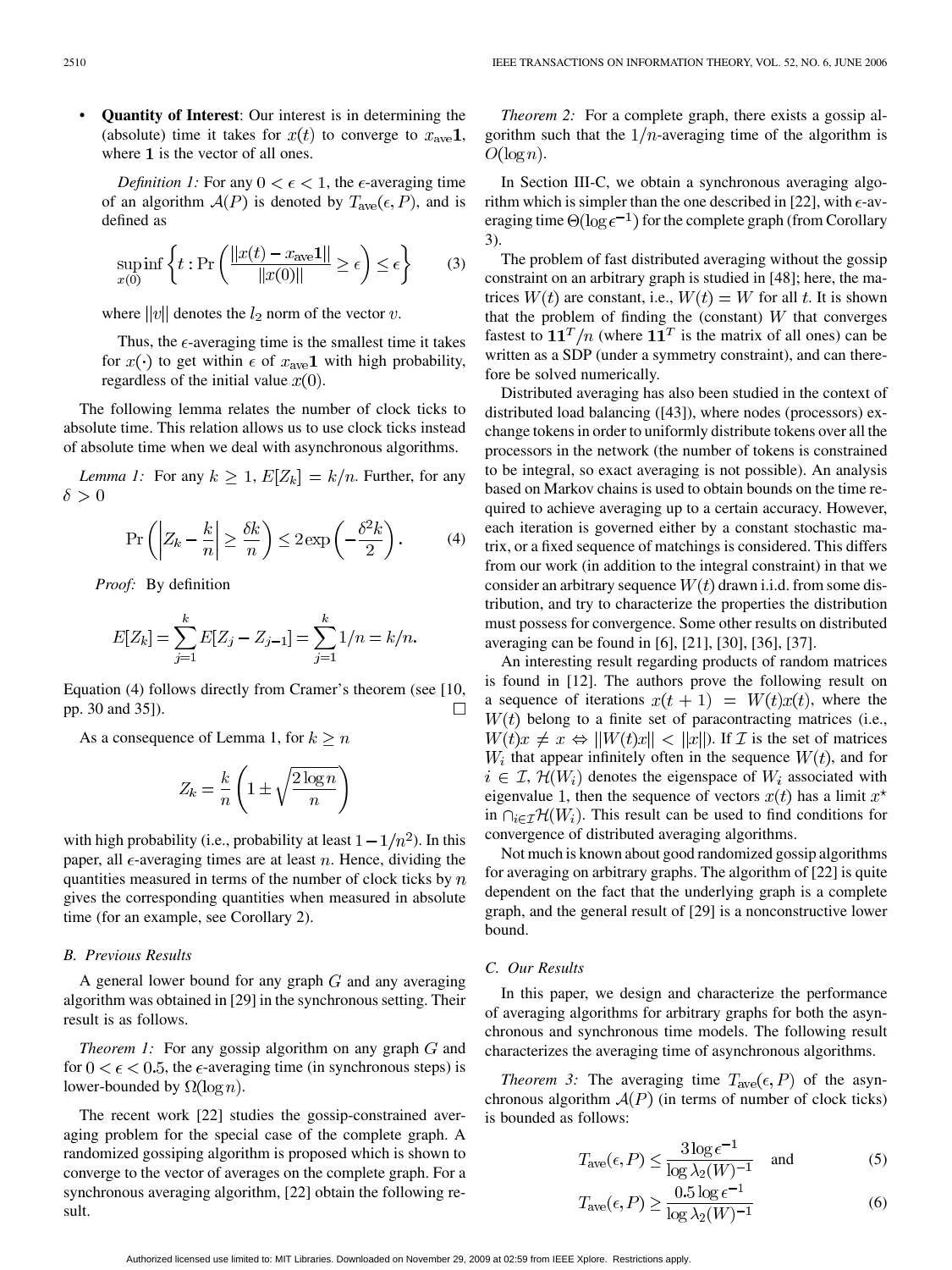- **Quantity of Interest**: Our interest is in determining the (absolute) time it takes for $x(t)$ to converge to $x_{\text{ave}}\mathbf{1}$, where $\mathbf{1}$ is the vector of all ones.

*Definition 1:* For any $0 < \epsilon < 1$, the $\epsilon$-averaging time of an algorithm $\mathcal{A}(P)$ is denoted by $T_{\text{ave}}(\epsilon, P)$, and is defined as

$$\sup_{x(0)} \inf \left\{ t : \Pr\left( \frac{\|x(t) - x_{\text{ave}}\mathbf{1}\|}{\|x(0)\|} \geq \epsilon \right) \leq \epsilon \right\} \tag{3}$$

where $\|v\|$ denotes the $l_2$ norm of the vector $v$.

Thus, the $\epsilon$-averaging time is the smallest time it takes for $x(\cdot)$ to get within $\epsilon$ of $x_{\text{ave}}\mathbf{1}$ with high probability, regardless of the initial value $x(0)$.

The following lemma relates the number of clock ticks to absolute time. This relation allows us to use clock ticks instead of absolute time when we deal with asynchronous algorithms.

*Lemma 1:* For any $k \geq 1$, $E[Z_k] = k/n$. Further, for any $\delta > 0$

$$\Pr\left( \left| Z_k - \frac{k}{n} \right| \geq \frac{\delta k}{n} \right) \leq 2 \exp\left( -\frac{\delta^2 k}{2} \right). \tag{4}$$

*Proof:* By definition

$$E[Z_k] = \sum_{j=1}^{k} E[Z_j - Z_{j-1}] = \sum_{j=1}^{k} 1/n = k/n.$$

Equation (4) follows directly from Cramer's theorem (see [10, pp. 30 and 35]). $\square$

As a consequence of Lemma 1, for $k \geq n$

$$Z_k = \frac{k}{n}\left( 1 \pm \sqrt{\frac{2 \log n}{n}} \right)$$

with high probability (i.e., probability at least $1 - 1/n^2$). In this paper, all $\epsilon$-averaging times are at least $n$. Hence, dividing the quantities measured in terms of the number of clock ticks by $n$ gives the corresponding quantities when measured in absolute time (for an example, see Corollary 2).

### B. Previous Results

A general lower bound for any graph $G$ and any averaging algorithm was obtained in [29] in the synchronous setting. Their result is as follows.

*Theorem 1:* For any gossip algorithm on any graph $G$ and for $0 < \epsilon < 0.5$, the $\epsilon$-averaging time (in synchronous steps) is lower-bounded by $\Omega(\log n)$.

The recent work [22] studies the gossip-constrained averaging problem for the special case of the complete graph. A randomized gossiping algorithm is proposed which is shown to converge to the vector of averages on the complete graph. For a synchronous averaging algorithm, [22] obtain the following result.

*Theorem 2:* For a complete graph, there exists a gossip algorithm such that the $1/n$-averaging time of the algorithm is $O(\log n)$.

In Section III-C, we obtain a synchronous averaging algorithm which is simpler than the one described in [22], with $\epsilon$-averaging time $\Theta(\log \epsilon^{-1})$ for the complete graph (from Corollary 3).

The problem of fast distributed averaging without the gossip constraint on an arbitrary graph is studied in [48]; here, the matrices $W(t)$ are constant, i.e., $W(t) = W$ for all $t$. It is shown that the problem of finding the (constant) $W$ that converges fastest to $\mathbf{1}\mathbf{1}^T/n$ (where $\mathbf{1}\mathbf{1}^T$ is the matrix of all ones) can be written as a SDP (under a symmetry constraint), and can therefore be solved numerically.

Distributed averaging has also been studied in the context of distributed load balancing ([43]), where nodes (processors) exchange tokens in order to uniformly distribute tokens over all the processors in the network (the number of tokens is constrained to be integral, so exact averaging is not possible). An analysis based on Markov chains is used to obtain bounds on the time required to achieve averaging up to a certain accuracy. However, each iteration is governed either by a constant stochastic matrix, or a fixed sequence of matchings is considered. This differs from our work (in addition to the integral constraint) in that we consider an arbitrary sequence $W(t)$ drawn i.i.d. from some distribution, and try to characterize the properties the distribution must possess for convergence. Some other results on distributed averaging can be found in [6], [21], [30], [36], [37].

An interesting result regarding products of random matrices is found in [12]. The authors prove the following result on a sequence of iterations $x(t+1) = W(t)x(t)$, where the $W(t)$ belong to a finite set of paracontracting matrices (i.e., $W(t)x \neq x \Leftrightarrow \|W(t)x\| < \|x\|$). If $\mathcal{I}$ is the set of matrices $W_i$ that appear infinitely often in the sequence $W(t)$, and for $i \in \mathcal{I}$, $\mathcal{H}(W_i)$ denotes the eigenspace of $W_i$ associated with eigenvalue 1, then the sequence of vectors $x(t)$ has a limit $x^\star$ in $\cap_{i \in \mathcal{I}} \mathcal{H}(W_i)$. This result can be used to find conditions for convergence of distributed averaging algorithms.

Not much is known about good randomized gossip algorithms for averaging on arbitrary graphs. The algorithm of [22] is quite dependent on the fact that the underlying graph is a complete graph, and the general result of [29] is a nonconstructive lower bound.

### C. Our Results

In this paper, we design and characterize the performance of averaging algorithms for arbitrary graphs for both the asynchronous and synchronous time models. The following result characterizes the averaging time of asynchronous algorithms.

*Theorem 3:* The averaging time $T_{\text{ave}}(\epsilon, P)$ of the asynchronous algorithm $\mathcal{A}(P)$ (in terms of number of clock ticks) is bounded as follows:

$$T_{\text{ave}}(\epsilon, P) \leq \frac{3 \log \epsilon^{-1}}{\log \lambda_2(W)^{-1}} \quad \text{and} \tag{5}$$

$$T_{\text{ave}}(\epsilon, P) \geq \frac{0.5 \log \epsilon^{-1}}{\log \lambda_2(W)^{-1}} \tag{6}$$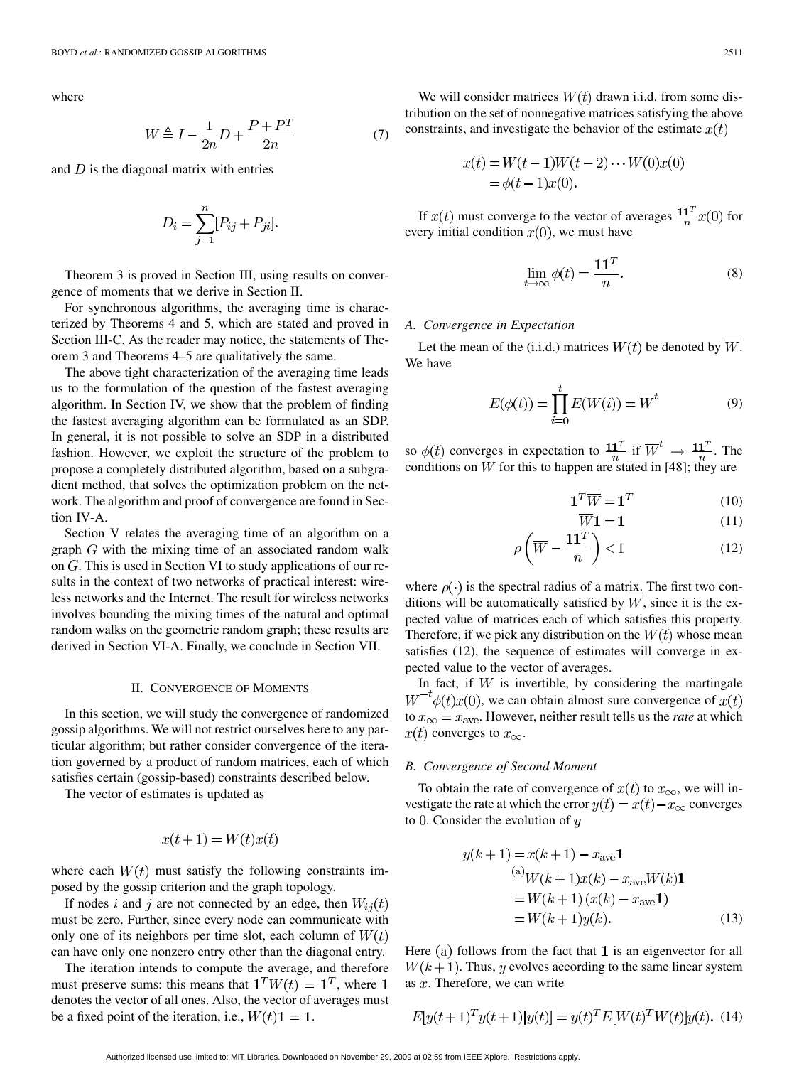where

$$W \triangleq I - \frac{1}{2n}D + \frac{P + P^T}{2n} \tag{7}$$

and $D$ is the diagonal matrix with entries

$$D_i = \sum_{j=1}^{n} [P_{ij} + P_{ji}].$$

Theorem 3 is proved in Section III, using results on convergence of moments that we derive in Section II.

For synchronous algorithms, the averaging time is characterized by Theorems 4 and 5, which are stated and proved in Section III-C. As the reader may notice, the statements of Theorem 3 and Theorems 4–5 are qualitatively the same.

The above tight characterization of the averaging time leads us to the formulation of the question of the fastest averaging algorithm. In Section IV, we show that the problem of finding the fastest averaging algorithm can be formulated as an SDP. In general, it is not possible to solve an SDP in a distributed fashion. However, we exploit the structure of the problem to propose a completely distributed algorithm, based on a subgradient method, that solves the optimization problem on the network. The algorithm and proof of convergence are found in Section IV-A.

Section V relates the averaging time of an algorithm on a graph $G$ with the mixing time of an associated random walk on $G$. This is used in Section VI to study applications of our results in the context of two networks of practical interest: wireless networks and the Internet. The result for wireless networks involves bounding the mixing times of the natural and optimal random walks on the geometric random graph; these results are derived in Section VI-A. Finally, we conclude in Section VII.

## II. Convergence of Moments

In this section, we will study the convergence of randomized gossip algorithms. We will not restrict ourselves here to any particular algorithm; but rather consider convergence of the iteration governed by a product of random matrices, each of which satisfies certain (gossip-based) constraints described below.

The vector of estimates is updated as

$$x(t+1) = W(t)x(t)$$

where each $W(t)$ must satisfy the following constraints imposed by the gossip criterion and the graph topology.

If nodes $i$ and $j$ are not connected by an edge, then $W_{ij}(t)$ must be zero. Further, since every node can communicate with only one of its neighbors per time slot, each column of $W(t)$ can have only one nonzero entry other than the diagonal entry.

The iteration intends to compute the average, and therefore must preserve sums: this means that $\mathbf{1}^T W(t) = \mathbf{1}^T$, where $\mathbf{1}$ denotes the vector of all ones. Also, the vector of averages must be a fixed point of the iteration, i.e., $W(t)\mathbf{1} = \mathbf{1}$.

We will consider matrices $W(t)$ drawn i.i.d. from some distribution on the set of nonnegative matrices satisfying the above constraints, and investigate the behavior of the estimate $x(t)$

$$\begin{aligned} x(t) &= W(t-1)W(t-2)\cdots W(0)x(0) \\ &= \phi(t-1)x(0). \end{aligned}$$

If $x(t)$ must converge to the vector of averages $\frac{\mathbf{1}\mathbf{1}^T}{n}x(0)$ for every initial condition $x(0)$, we must have

$$\lim_{t\to\infty} \phi(t) = \frac{\mathbf{1}\mathbf{1}^T}{n}. \tag{8}$$

### A. Convergence in Expectation

Let the mean of the (i.i.d.) matrices $W(t)$ be denoted by $\overline{W}$. We have

$$E(\phi(t)) = \prod_{i=0}^{t} E(W(i)) = \overline{W}^t \tag{9}$$

so $\phi(t)$ converges in expectation to $\frac{\mathbf{1}\mathbf{1}^T}{n}$ if $\overline{W}^t \to \frac{\mathbf{1}\mathbf{1}^T}{n}$. The conditions on $\overline{W}$ for this to happen are stated in [48]; they are

$$\mathbf{1}^T\overline{W} = \mathbf{1}^T \tag{10}$$

$$\overline{W}\mathbf{1} = \mathbf{1} \tag{11}$$

$$\rho\left(\overline{W} - \frac{\mathbf{1}\mathbf{1}^T}{n}\right) < 1 \tag{12}$$

where $\rho(\cdot)$ is the spectral radius of a matrix. The first two conditions will be automatically satisfied by $\overline{W}$, since it is the expected value of matrices each of which satisfies this property. Therefore, if we pick any distribution on the $W(t)$ whose mean satisfies (12), the sequence of estimates will converge in expected value to the vector of averages.

In fact, if $\overline{W}$ is invertible, by considering the martingale $\overline{W}^{-t}\phi(t)x(0)$, we can obtain almost sure convergence of $x(t)$ to $x_\infty = x_{\text{ave}}$. However, neither result tells us the *rate* at which $x(t)$ converges to $x_\infty$.

### B. Convergence of Second Moment

To obtain the rate of convergence of $x(t)$ to $x_\infty$, we will investigate the rate at which the error $y(t) = x(t) - x_\infty$ converges to 0. Consider the evolution of $y$

$$\begin{aligned} y(k+1) &= x(k+1) - x_{\text{ave}}\mathbf{1} \\ &\overset{(a)}{=} W(k+1)x(k) - x_{\text{ave}}W(k)\mathbf{1} \\ &= W(k+1)\left(x(k) - x_{\text{ave}}\mathbf{1}\right) \\ &= W(k+1)y(k). \end{aligned} \tag{13}$$

Here (a) follows from the fact that $\mathbf{1}$ is an eigenvector for all $W(k+1)$. Thus, $y$ evolves according to the same linear system as $x$. Therefore, we can write

$$E[y(t+1)^T y(t+1) | y(t)] = y(t)^T E[W(t)^T W(t)] y(t). \tag{14}$$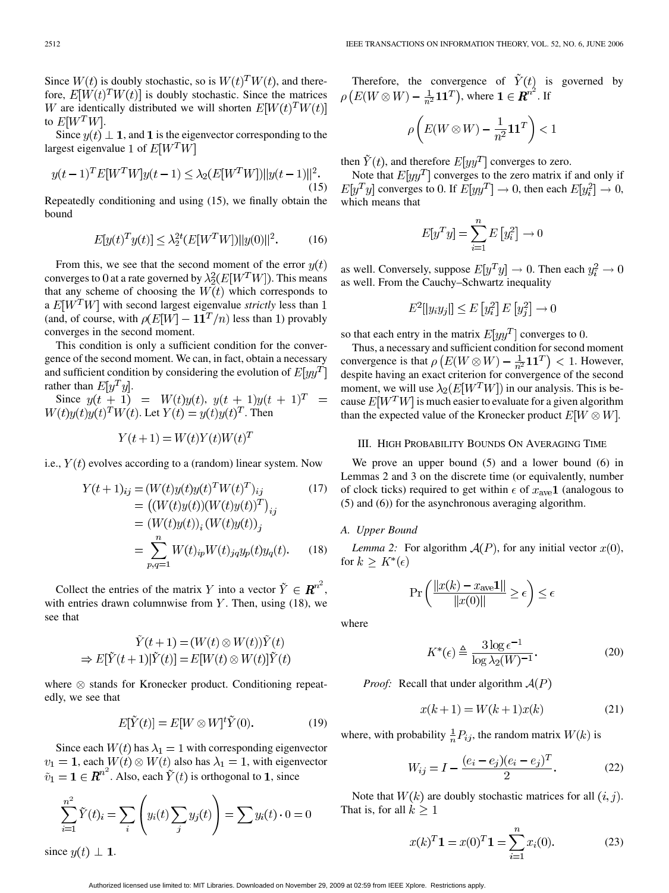Since $W(t)$ is doubly stochastic, so is $W(t)^T W(t)$, and therefore, $E[W(t)^T W(t)]$ is doubly stochastic. Since the matrices $W$ are identically distributed we will shorten $E[W(t)^T W(t)]$ to $E[W^T W]$.

Since $y(t) \perp \mathbf{1}$, and $\mathbf{1}$ is the eigenvector corresponding to the largest eigenvalue 1 of $E[W^T W]$

$$y(t-1)^T E[W^T W] y(t-1) \leq \lambda_2(E[W^T W]) ||y(t-1)||^2. \tag{15}$$

Repeatedly conditioning and using (15), we finally obtain the bound

$$E[y(t)^T y(t)] \leq \lambda_2^{2t}(E[W^T W]) ||y(0)||^2. \tag{16}$$

From this, we see that the second moment of the error $y(t)$ converges to 0 at a rate governed by $\lambda_2^2(E[W^T W])$. This means that any scheme of choosing the $W(t)$ which corresponds to a $E[W^T W]$ with second largest eigenvalue *strictly* less than 1 (and, of course, with $\rho(E[W] - \mathbf{1}\mathbf{1}^T/n)$ less than 1) provably converges in the second moment.

This condition is only a sufficient condition for the convergence of the second moment. We can, in fact, obtain a necessary and sufficient condition by considering the evolution of $E[yy^T]$ rather than $E[y^T y]$.

Since $y(t+1) = W(t)y(t)$, $y(t+1)y(t+1)^T = W(t)y(t)y(t)^T W(t)$. Let $Y(t) = y(t)y(t)^T$. Then

$$Y(t+1) = W(t)Y(t)W(t)^T$$

i.e., $Y(t)$ evolves according to a (random) linear system. Now

$$\begin{aligned}
Y(t+1)_{ij} &= (W(t)y(t)y(t)^T W(t)^T)_{ij} \qquad (17)\\
&= \left((W(t)y(t))(W(t)y(t))^T\right)_{ij}\\
&= (W(t)y(t))_i (W(t)y(t))_j\\
&= \sum_{p,q=1}^{n} W(t)_{ip} W(t)_{jq} y_p(t) y_q(t). \qquad (18)
\end{aligned}$$

Collect the entries of the matrix $Y$ into a vector $\tilde{Y} \in \mathbf{R}^{n^2}$, with entries drawn columnwise from $Y$. Then, using (18), we see that

$$\begin{aligned}
&\tilde{Y}(t+1) = (W(t) \otimes W(t))\tilde{Y}(t)\\
\Rightarrow\ &E[\tilde{Y}(t+1)|\tilde{Y}(t)] = E[W(t) \otimes W(t)]\tilde{Y}(t)
\end{aligned}$$

where $\otimes$ stands for Kronecker product. Conditioning repeatedly, we see that

$$E[\tilde{Y}(t)] = E[W \otimes W]^t \tilde{Y}(0). \tag{19}$$

Since each $W(t)$ has $\lambda_1 = 1$ with corresponding eigenvector $v_1 = \mathbf{1}$, each $W(t) \otimes W(t)$ also has $\lambda_1 = 1$, with eigenvector $\tilde{v}_1 = \mathbf{1} \in \mathbf{R}^{n^2}$. Also, each $\tilde{Y}(t)$ is orthogonal to $\mathbf{1}$, since

$$\sum_{i=1}^{n^2} \tilde{Y}(t)_i = \sum_i \left( y_i(t) \sum_j y_j(t) \right) = \sum y_i(t) \cdot 0 = 0$$

since $y(t) \perp \mathbf{1}$.

Therefore, the convergence of $\tilde{Y}(t)$ is governed by $\rho\left(E(W \otimes W) - \frac{1}{n^2}\mathbf{1}\mathbf{1}^T\right)$, where $\mathbf{1} \in \mathbf{R}^{n^2}$. If

$$\rho\left(E(W \otimes W) - \frac{1}{n^2}\mathbf{1}\mathbf{1}^T\right) < 1$$

then $\tilde{Y}(t)$, and therefore $E[yy^T]$ converges to zero.

Note that $E[yy^T]$ converges to the zero matrix if and only if $E[y^T y]$ converges to 0. If $E[yy^T] \to 0$, then each $E[y_i^2] \to 0$, which means that

$$E[y^T y] = \sum_{i=1}^{n} E\left[y_i^2\right] \to 0$$

as well. Conversely, suppose $E[y^T y] \to 0$. Then each $y_i^2 \to 0$ as well. From the Cauchy–Schwartz inequality

$$E^2[|y_i y_j|] \leq E\left[y_i^2\right] E\left[y_j^2\right] \to 0$$

so that each entry in the matrix $E[yy^T]$ converges to 0.

Thus, a necessary and sufficient condition for second moment convergence is that $\rho\left(E(W \otimes W) - \frac{1}{n^2}\mathbf{1}\mathbf{1}^T\right) < 1$. However, despite having an exact criterion for convergence of the second moment, we will use $\lambda_2(E[W^T W])$ in our analysis. This is because $E[W^T W]$ is much easier to evaluate for a given algorithm than the expected value of the Kronecker product $E[W \otimes W]$.

## III. High Probability Bounds On Averaging Time

We prove an upper bound (5) and a lower bound (6) in Lemmas 2 and 3 on the discrete time (or equivalently, number of clock ticks) required to get within $\epsilon$ of $x_{\text{ave}}\mathbf{1}$ (analogous to (5) and (6)) for the asynchronous averaging algorithm.

### A. Upper Bound

*Lemma 2:* For algorithm $\mathcal{A}(P)$, for any initial vector $x(0)$, for $k \geq K^*(\epsilon)$

$$\Pr\left(\frac{||x(k) - x_{\text{ave}}\mathbf{1}||}{||x(0)||} \geq \epsilon\right) \leq \epsilon$$

where

$$K^*(\epsilon) \triangleq \frac{3 \log \epsilon^{-1}}{\log \lambda_2(W)^{-1}}. \tag{20}$$

*Proof:* Recall that under algorithm $\mathcal{A}(P)$

$$x(k+1) = W(k+1)x(k) \tag{21}$$

where, with probability $\frac{1}{n}P_{ij}$, the random matrix $W(k)$ is

$$W_{ij} = I - \frac{(e_i - e_j)(e_i - e_j)^T}{2}. \tag{22}$$

Note that $W(k)$ are doubly stochastic matrices for all $(i, j)$. That is, for all $k \geq 1$

$$x(k)^T \mathbf{1} = x(0)^T \mathbf{1} = \sum_{i=1}^{n} x_i(0). \tag{23}$$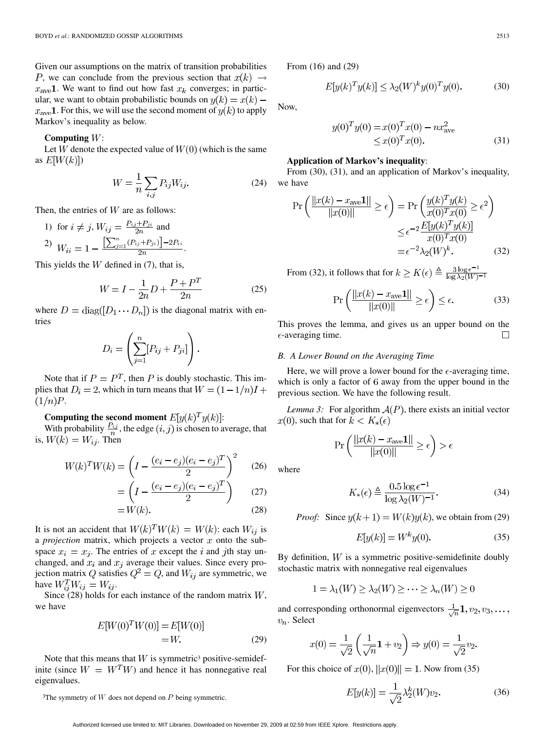Given our assumptions on the matrix of transition probabilities $P$, we can conclude from the previous section that $x(k) \to x_{\text{ave}}\mathbf{1}$. We want to find out how fast $x_k$ converges; in particular, we want to obtain probabilistic bounds on $y(k) = x(k) - x_{\text{ave}}\mathbf{1}$. For this, we will use the second moment of $y(k)$ to apply Markov's inequality as below.

**Computing $W$:**

Let $W$ denote the expected value of $W(0)$ (which is the same as $E[W(k)]$)

$$W = \frac{1}{n}\sum_{i,j} P_{ij}W_{ij}. \tag{24}$$

Then, the entries of $W$ are as follows:

1) for $i \neq j$, $W_{ij} = \frac{P_{ij}+P_{ji}}{2n}$ and
2) $W_{ii} = 1 - \frac{\left[\sum_{j=1}^{n}(P_{ij}+P_{ji})\right]-2P_{ii}}{2n}$.

This yields the $W$ defined in (7), that is,

$$W = I - \frac{1}{2n}D + \frac{P+P^T}{2n} \tag{25}$$

where $D = \text{diag}([D_1 \cdots D_n])$ is the diagonal matrix with entries

$$D_i = \left(\sum_{j=1}^{n}[P_{ij}+P_{ji}]\right).$$

Note that if $P = P^T$, then $P$ is doubly stochastic. This implies that $D_i = 2$, which in turn means that $W = (1-1/n)I + (1/n)P$.

**Computing the second moment $E[y(k)^Ty(k)]$:**

With probability $\frac{P_{ij}}{n}$, the edge $(i,j)$ is chosen to average, that is, $W(k) = W_{ij}$. Then

$$\begin{aligned} W(k)^TW(k) &= \left(I - \frac{(e_i-e_j)(e_i-e_j)^T}{2}\right)^2 && (26)\\ &= \left(I - \frac{(e_i-e_j)(e_i-e_j)^T}{2}\right) && (27)\\ &= W(k). && (28)\end{aligned}$$

It is not an accident that $W(k)^TW(k) = W(k)$: each $W_{ij}$ is a *projection* matrix, which projects a vector $x$ onto the subspace $x_i = x_j$. The entries of $x$ except the $i$ and $j$th stay unchanged, and $x_i$ and $x_j$ average their values. Since every projection matrix $Q$ satisfies $Q^2 = Q$, and $W_{ij}$ are symmetric, we have $W_{ij}^TW_{ij} = W_{ij}$.

Since (28) holds for each instance of the random matrix $W$, we have

$$\begin{aligned} E[W(0)^TW(0)] &= E[W(0)]\\ &= W. \end{aligned} \tag{29}$$

Note that this means that $W$ is symmetric[3] positive-semidefinite (since $W = W^TW$) and hence it has nonnegative real eigenvalues.

[3]The symmetry of $W$ does not depend on $P$ being symmetric.

From (16) and (29)

$$E[y(k)^Ty(k)] \leq \lambda_2(W)^k y(0)^Ty(0). \tag{30}$$

Now,

$$\begin{aligned} y(0)^Ty(0) &= x(0)^Tx(0) - nx_{\text{ave}}^2\\ &\leq x(0)^Tx(0). \end{aligned} \tag{31}$$

**Application of Markov's inequality**:

From (30), (31), and an application of Markov's inequality, we have

$$\begin{aligned} \Pr\left(\frac{\|x(k)-x_{\text{ave}}\mathbf{1}\|}{\|x(0)\|} \geq \epsilon\right) &= \Pr\left(\frac{y(k)^Ty(k)}{x(0)^Tx(0)} \geq \epsilon^2\right)\\ &\leq \epsilon^{-2}\frac{E[y(k)^Ty(k)]}{x(0)^Tx(0)}\\ &= \epsilon^{-2}\lambda_2(W)^k. \end{aligned} \tag{32}$$

From (32), it follows that for $k \geq K(\epsilon) \triangleq \frac{3\log\epsilon^{-1}}{\log\lambda_2(W)^{-1}}$

$$\Pr\left(\frac{\|x(k)-x_{\text{ave}}\mathbf{1}\|}{\|x(0)\|} \geq \epsilon\right) \leq \epsilon. \tag{33}$$

This proves the lemma, and gives us an upper bound on the $\epsilon$-averaging time. $\square$

### *B. A Lower Bound on the Averaging Time*

Here, we will prove a lower bound for the $\epsilon$-averaging time, which is only a factor of 6 away from the upper bound in the previous section. We have the following result.

*Lemma 3:* For algorithm $\mathcal{A}(P)$, there exists an initial vector $x(0)$, such that for $k < K_*(\epsilon)$

$$\Pr\left(\frac{\|x(k)-x_{\text{ave}}\mathbf{1}\|}{\|x(0)\|} \geq \epsilon\right) > \epsilon$$

where

$$K_*(\epsilon) \triangleq \frac{0.5\log\epsilon^{-1}}{\log\lambda_2(W)^{-1}}. \tag{34}$$

*Proof:* Since $y(k+1) = W(k)y(k)$, we obtain from (29)

$$E[y(k)] = W^k y(0). \tag{35}$$

By definition, $W$ is a symmetric positive-semidefinite doubly stochastic matrix with nonnegative real eigenvalues

$$1 = \lambda_1(W) \geq \lambda_2(W) \geq \cdots \geq \lambda_n(W) \geq 0$$

and corresponding orthonormal eigenvectors $\frac{1}{\sqrt{n}}\mathbf{1}, v_2, v_3, \ldots, v_n$. Select

$$x(0) = \frac{1}{\sqrt{2}}\left(\frac{1}{\sqrt{n}}\mathbf{1} + v_2\right) \Rightarrow y(0) = \frac{1}{\sqrt{2}}v_2.$$

For this choice of $x(0)$, $\|x(0)\| = 1$. Now from (35)

$$E[y(k)] = \frac{1}{\sqrt{2}}\lambda_2^k(W)v_2. \tag{36}$$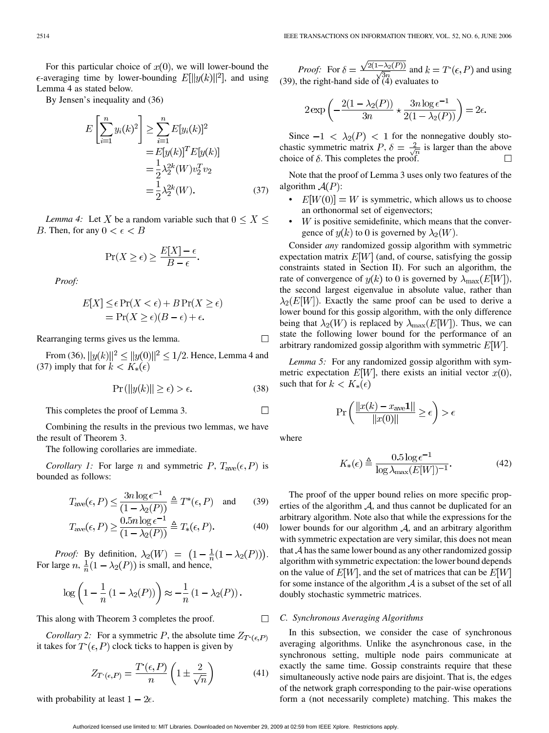For this particular choice of $x(0)$, we will lower-bound the $\epsilon$-averaging time by lower-bounding $E[\|y(k)\|^2]$, and using Lemma 4 as stated below.

By Jensen's inequality and (36)

$$
\begin{aligned}
E\left[\sum_{i=1}^{n} y_i(k)^2\right] &\geq \sum_{i=1}^{n} E[y_i(k)]^2 \\
&= E[y(k)]^T E[y(k)] \\
&= \frac{1}{2}\lambda_2^{2k}(W) v_2^T v_2 \\
&= \frac{1}{2}\lambda_2^{2k}(W). \qquad (37)
\end{aligned}
$$

*Lemma 4:* Let $X$ be a random variable such that $0 \leq X \leq B$. Then, for any $0 < \epsilon < B$

$$
\Pr(X \geq \epsilon) \geq \frac{E[X] - \epsilon}{B - \epsilon}.
$$

*Proof:*

$$
\begin{aligned}
E[X] &\leq \epsilon \Pr(X < \epsilon) + B \Pr(X \geq \epsilon) \\
&= \Pr(X \geq \epsilon)(B - \epsilon) + \epsilon.
\end{aligned}
$$

Rearranging terms gives us the lemma. □

From (36), $\|y(k)\|^2 \leq \|y(0)\|^2 \leq 1/2$. Hence, Lemma 4 and (37) imply that for $k < K_*(\epsilon)$

$$
\Pr(\|y(k)\| \geq \epsilon) > \epsilon. \qquad (38)
$$

This completes the proof of Lemma 3. □

Combining the results in the previous two lemmas, we have the result of Theorem 3.

The following corollaries are immediate.

*Corollary 1:* For large $n$ and symmetric $P$, $T_{\text{ave}}(\epsilon, P)$ is bounded as follows:

$$
T_{\text{ave}}(\epsilon, P) \leq \frac{3n \log \epsilon^{-1}}{(1 - \lambda_2(P))} \triangleq T^*(\epsilon, P) \quad \text{and} \qquad (39)
$$

$$
T_{\text{ave}}(\epsilon, P) \geq \frac{0.5n \log \epsilon^{-1}}{(1 - \lambda_2(P))} \triangleq T_*(\epsilon, P). \qquad (40)
$$

*Proof:* By definition, $\lambda_2(W) = \left(1 - \frac{1}{n}(1 - \lambda_2(P))\right)$. For large $n$, $\frac{1}{n}(1 - \lambda_2(P))$ is small, and hence,

$$
\log\left(1 - \frac{1}{n}(1 - \lambda_2(P))\right) \approx -\frac{1}{n}(1 - \lambda_2(P)).
$$

This along with Theorem 3 completes the proof. □

*Corollary 2:* For a symmetric $P$, the absolute time $Z_{T^\cdot(\epsilon,P)}$ it takes for $T^\cdot(\epsilon, P)$ clock ticks to happen is given by

$$
Z_{T^\cdot(\epsilon,P)} = \frac{T^\cdot(\epsilon, P)}{n}\left(1 \pm \frac{2}{\sqrt{n}}\right) \qquad (41)
$$

with probability at least $1 - 2\epsilon$.

*Proof:* For $\delta = \frac{\sqrt{2(1-\lambda_2(P))}}{\sqrt{3n}}$ and $k = T^\cdot(\epsilon, P)$ and using (39), the right-hand side of (4) evaluates to

$$
2\exp\left(-\frac{2(1-\lambda_2(P))}{3n} \star \frac{3n \log \epsilon^{-1}}{2(1-\lambda_2(P))}\right) = 2\epsilon.
$$

Since $-1 < \lambda_2(P) < 1$ for the nonnegative doubly stochastic symmetric matrix $P$, $\delta = \frac{2}{\sqrt{n}}$ is larger than the above choice of $\delta$. This completes the proof. □

Note that the proof of Lemma 3 uses only two features of the algorithm $\mathcal{A}(P)$:

- $E[W(0)] = W$ is symmetric, which allows us to choose an orthonormal set of eigenvectors;
- $W$ is positive semidefinite, which means that the convergence of $y(k)$ to 0 is governed by $\lambda_2(W)$.

Consider *any* randomized gossip algorithm with symmetric expectation matrix $E[W]$ (and, of course, satisfying the gossip constraints stated in Section II). For such an algorithm, the rate of convergence of $y(k)$ to 0 is governed by $\lambda_{\max}(E[W])$, the second largest eigenvalue in absolute value, rather than $\lambda_2(E[W])$. Exactly the same proof can be used to derive a lower bound for this gossip algorithm, with the only difference being that $\lambda_2(W)$ is replaced by $\lambda_{\max}(E[W])$. Thus, we can state the following lower bound for the performance of an arbitrary randomized gossip algorithm with symmetric $E[W]$.

*Lemma 5:* For any randomized gossip algorithm with symmetric expectation $E[W]$, there exists an initial vector $x(0)$, such that for $k < K_*(\epsilon)$

$$
\Pr\left(\frac{\|x(k) - x_{\text{ave}}\mathbf{1}\|}{\|x(0)\|} \geq \epsilon\right) > \epsilon
$$

where

$$
K_*(\epsilon) \triangleq \frac{0.5 \log \epsilon^{-1}}{\log \lambda_{\max}(E[W])^{-1}}. \qquad (42)
$$

The proof of the upper bound relies on more specific properties of the algorithm $\mathcal{A}$, and thus cannot be duplicated for an arbitrary algorithm. Note also that while the expressions for the lower bounds for our algorithm $\mathcal{A}$, and an arbitrary algorithm with symmetric expectation are very similar, this does not mean that $\mathcal{A}$ has the same lower bound as any other randomized gossip algorithm with symmetric expectation: the lower bound depends on the value of $E[W]$, and the set of matrices that can be $E[W]$ for some instance of the algorithm $\mathcal{A}$ is a subset of the set of all doubly stochastic symmetric matrices.

### C. Synchronous Averaging Algorithms

In this subsection, we consider the case of synchronous averaging algorithms. Unlike the asynchronous case, in the synchronous setting, multiple node pairs communicate at exactly the same time. Gossip constraints require that these simultaneously active node pairs are disjoint. That is, the edges of the network graph corresponding to the pair-wise operations form a (not necessarily complete) matching. This makes the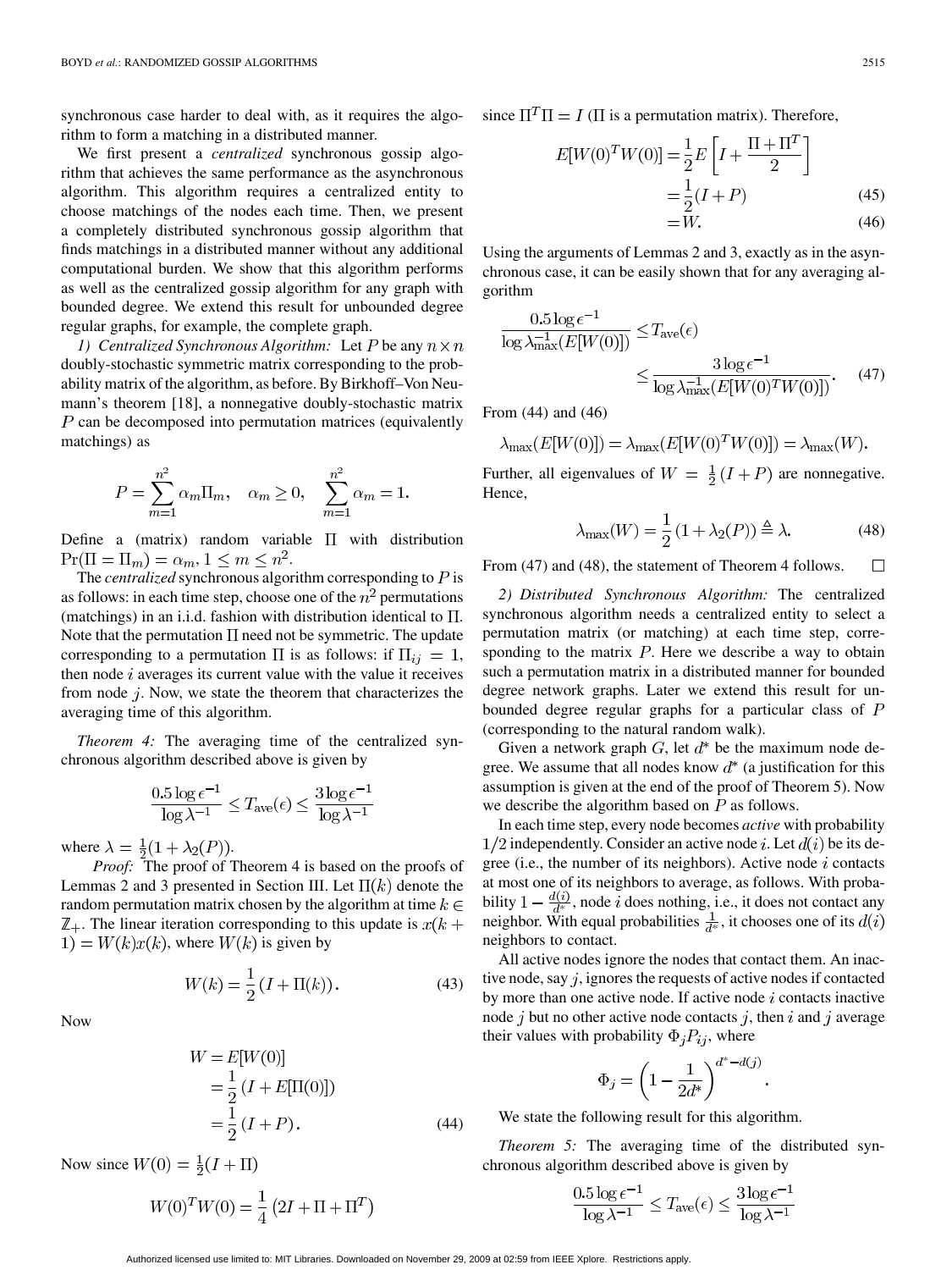synchronous case harder to deal with, as it requires the algorithm to form a matching in a distributed manner.

We first present a *centralized* synchronous gossip algorithm that achieves the same performance as the asynchronous algorithm. This algorithm requires a centralized entity to choose matchings of the nodes each time. Then, we present a completely distributed synchronous gossip algorithm that finds matchings in a distributed manner without any additional computational burden. We show that this algorithm performs as well as the centralized gossip algorithm for any graph with bounded degree. We extend this result for unbounded degree regular graphs, for example, the complete graph.

*1) Centralized Synchronous Algorithm:* Let $P$ be any $n \times n$ doubly-stochastic symmetric matrix corresponding to the probability matrix of the algorithm, as before. By Birkhoff–Von Neumann's theorem [18], a nonnegative doubly-stochastic matrix $P$ can be decomposed into permutation matrices (equivalently matchings) as

$$P = \sum_{m=1}^{n^2} \alpha_m \Pi_m, \quad \alpha_m \geq 0, \quad \sum_{m=1}^{n^2} \alpha_m = 1.$$

Define a (matrix) random variable $\Pi$ with distribution $\Pr(\Pi = \Pi_m) = \alpha_m, 1 \leq m \leq n^2$.

The *centralized* synchronous algorithm corresponding to $P$ is as follows: in each time step, choose one of the $n^2$ permutations (matchings) in an i.i.d. fashion with distribution identical to $\Pi$. Note that the permutation $\Pi$ need not be symmetric. The update corresponding to a permutation $\Pi$ is as follows: if $\Pi_{ij} = 1$, then node $i$ averages its current value with the value it receives from node $j$. Now, we state the theorem that characterizes the averaging time of this algorithm.

*Theorem 4:* The averaging time of the centralized synchronous algorithm described above is given by

$$\frac{0.5 \log \epsilon^{-1}}{\log \lambda^{-1}} \leq T_{\text{ave}}(\epsilon) \leq \frac{3 \log \epsilon^{-1}}{\log \lambda^{-1}}$$

where $\lambda = \frac{1}{2}(1 + \lambda_2(P))$.

*Proof:* The proof of Theorem 4 is based on the proofs of Lemmas 2 and 3 presented in Section III. Let $\Pi(k)$ denote the random permutation matrix chosen by the algorithm at time $k \in \mathbb{Z}_+$. The linear iteration corresponding to this update is $x(k+1) = W(k)x(k)$, where $W(k)$ is given by

$$W(k) = \frac{1}{2}(I + \Pi(k)). \tag{43}$$

Now

$$\begin{aligned} W &= E[W(0)] \\ &= \frac{1}{2}(I + E[\Pi(0)]) \\ &= \frac{1}{2}(I + P). \end{aligned} \tag{44}$$

Now since $W(0) = \frac{1}{2}(I + \Pi)$

$$W(0)^T W(0) = \frac{1}{4}\left(2I + \Pi + \Pi^T\right)$$

since $\Pi^T \Pi = I$ ($\Pi$ is a permutation matrix). Therefore,

$$\begin{aligned} E[W(0)^T W(0)] &= \frac{1}{2} E\left[I + \frac{\Pi + \Pi^T}{2}\right] \\ &= \frac{1}{2}(I + P) \qquad (45) \\ &= W. \qquad (46) \end{aligned}$$

Using the arguments of Lemmas 2 and 3, exactly as in the asynchronous case, it can be easily shown that for any averaging algorithm

$$\frac{0.5 \log \epsilon^{-1}}{\log \lambda_{\max}^{-1}(E[W(0)])} \leq T_{\text{ave}}(\epsilon) \leq \frac{3 \log \epsilon^{-1}}{\log \lambda_{\max}^{-1}(E[W(0)^T W(0)])}. \tag{47}$$

From (44) and (46)

$$\lambda_{\max}(E[W(0)]) = \lambda_{\max}(E[W(0)^T W(0)]) = \lambda_{\max}(W).$$

Further, all eigenvalues of $W = \frac{1}{2}(I + P)$ are nonnegative. Hence,

$$\lambda_{\max}(W) = \frac{1}{2}(1 + \lambda_2(P)) \triangleq \lambda. \tag{48}$$

From (47) and (48), the statement of Theorem 4 follows. $\square$

*2) Distributed Synchronous Algorithm:* The centralized synchronous algorithm needs a centralized entity to select a permutation matrix (or matching) at each time step, corresponding to the matrix $P$. Here we describe a way to obtain such a permutation matrix in a distributed manner for bounded degree network graphs. Later we extend this result for unbounded degree regular graphs for a particular class of $P$ (corresponding to the natural random walk).

Given a network graph $G$, let $d^*$ be the maximum node degree. We assume that all nodes know $d^*$ (a justification for this assumption is given at the end of the proof of Theorem 5). Now we describe the algorithm based on $P$ as follows.

In each time step, every node becomes *active* with probability $1/2$ independently. Consider an active node $i$. Let $d(i)$ be its degree (i.e., the number of its neighbors). Active node $i$ contacts at most one of its neighbors to average, as follows. With probability $1 - \frac{d(i)}{d^*}$, node $i$ does nothing, i.e., it does not contact any neighbor. With equal probabilities $\frac{1}{d^*}$, it chooses one of its $d(i)$ neighbors to contact.

All active nodes ignore the nodes that contact them. An inactive node, say $j$, ignores the requests of active nodes if contacted by more than one active node. If active node $i$ contacts inactive node $j$ but no other active node contacts $j$, then $i$ and $j$ average their values with probability $\Phi_j P_{ij}$, where

$$\Phi_j = \left(1 - \frac{1}{2d^*}\right)^{d^* - d(j)}.$$

We state the following result for this algorithm.

*Theorem 5:* The averaging time of the distributed synchronous algorithm described above is given by

$$\frac{0.5 \log \epsilon^{-1}}{\log \lambda^{-1}} \leq T_{\text{ave}}(\epsilon) \leq \frac{3 \log \epsilon^{-1}}{\log \lambda^{-1}}$$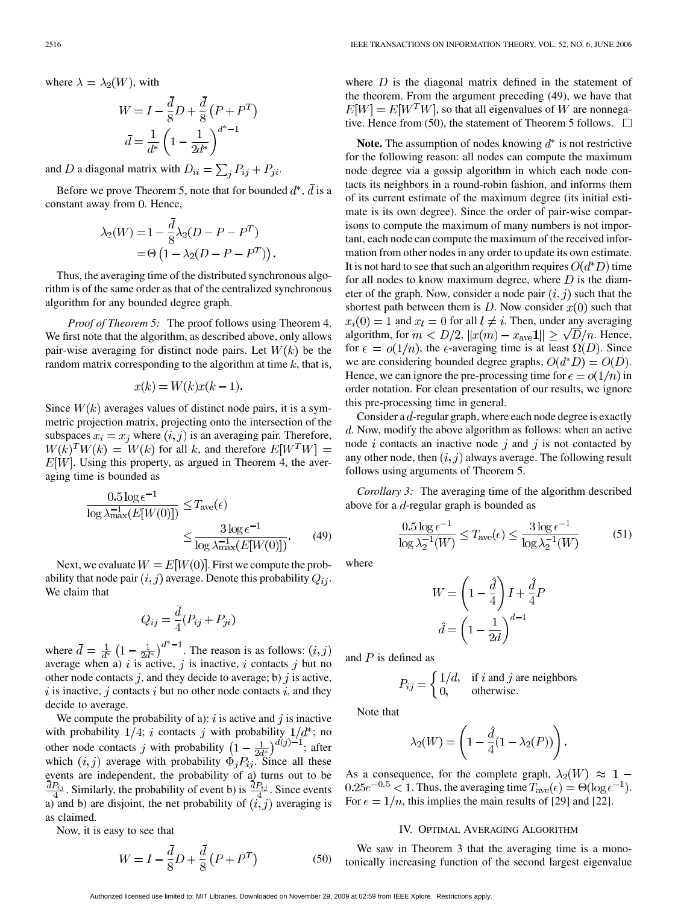where $\lambda = \lambda_2(W)$, with

$$W = I - \frac{\bar{d}}{8}D + \frac{\bar{d}}{8}\left(P + P^T\right)$$
$$\bar{d} = \frac{1}{d^*}\left(1 - \frac{1}{2d^*}\right)^{d^*-1}$$

and $D$ a diagonal matrix with $D_{ii} = \sum_j P_{ij} + P_{ji}$.

Before we prove Theorem 5, note that for bounded $d^*$, $\bar{d}$ is a constant away from 0. Hence,

$$\begin{aligned}\lambda_2(W) &= 1 - \frac{\bar{d}}{8}\lambda_2(D - P - P^T) \\ &= \Theta\left(1 - \lambda_2(D - P - P^T)\right).\end{aligned}$$

Thus, the averaging time of the distributed synchronous algorithm is of the same order as that of the centralized synchronous algorithm for any bounded degree graph.

*Proof of Theorem 5:* The proof follows using Theorem 4. We first note that the algorithm, as described above, only allows pair-wise averaging for distinct node pairs. Let $W(k)$ be the random matrix corresponding to the algorithm at time $k$, that is,

$$x(k) = W(k)x(k-1).$$

Since $W(k)$ averages values of distinct node pairs, it is a symmetric projection matrix, projecting onto the intersection of the subspaces $x_i = x_j$ where $(i,j)$ is an averaging pair. Therefore, $W(k)^T W(k) = W(k)$ for all $k$, and therefore $E[W^T W] = E[W]$. Using this property, as argued in Theorem 4, the averaging time is bounded as

$$\frac{0.5 \log \epsilon^{-1}}{\log \lambda_{\max}^{-1}(E[W(0)])} \leq T_{\text{ave}}(\epsilon) \leq \frac{3 \log \epsilon^{-1}}{\log \lambda_{\max}^{-1}(E[W(0)])}. \quad (49)$$

Next, we evaluate $W = E[W(0)]$. First we compute the probability that node pair $(i,j)$ average. Denote this probability $Q_{ij}$. We claim that

$$Q_{ij} = \frac{\bar{d}}{4}(P_{ij} + P_{ji})$$

where $\bar{d} = \frac{1}{d^*}\left(1 - \frac{1}{2d^*}\right)^{d^*-1}$. The reason is as follows: $(i,j)$ average when a) $i$ is active, $j$ is inactive, $i$ contacts $j$ but no other node contacts $j$, and they decide to average; b) $j$ is active, $i$ is inactive, $j$ contacts $i$ but no other node contacts $i$, and they decide to average.

We compute the probability of a): $i$ is active and $j$ is inactive with probability $1/4$; $i$ contacts $j$ with probability $1/d^*$; no other node contacts $j$ with probability $\left(1 - \frac{1}{2d^*}\right)^{d(j)-1}$; after which $(i,j)$ average with probability $\Phi_j P_{ij}$. Since all these events are independent, the probability of a) turns out to be $\frac{\bar{d}P_{ij}}{4}$. Similarly, the probability of event b) is $\frac{\bar{d}P_{ij}}{4}$. Since events a) and b) are disjoint, the net probability of $(i,j)$ averaging is as claimed.

Now, it is easy to see that

$$W = I - \frac{\bar{d}}{8}D + \frac{\bar{d}}{8}\left(P + P^T\right) \quad (50)$$

where $D$ is the diagonal matrix defined in the statement of the theorem. From the argument preceding (49), we have that $E[W] = E[W^T W]$, so that all eigenvalues of $W$ are nonnegative. Hence from (50), the statement of Theorem 5 follows. $\square$

**Note.** The assumption of nodes knowing $d^*$ is not restrictive for the following reason: all nodes can compute the maximum node degree via a gossip algorithm in which each node contacts its neighbors in a round-robin fashion, and informs them of its current estimate of the maximum degree (its initial estimate is its own degree). Since the order of pair-wise comparisons to compute the maximum of many numbers is not important, each node can compute the maximum of the received information from other nodes in any order to update its own estimate. It is not hard to see that such an algorithm requires $O(d^* D)$ time for all nodes to know maximum degree, where $D$ is the diameter of the graph. Now, consider a node pair $(i,j)$ such that the shortest path between them is $D$. Now consider $x(0)$ such that $x_i(0) = 1$ and $x_l = 0$ for all $l \neq i$. Then, under any averaging algorithm, for $m < D/2$, $\|x(m) - x_{\text{ave}}\mathbf{1}\| \geq \sqrt{D}/n$. Hence, for $\epsilon = o(1/n)$, the $\epsilon$-averaging time is at least $\Omega(D)$. Since we are considering bounded degree graphs, $O(d^* D) = O(D)$. Hence, we can ignore the pre-processing time for $\epsilon = o(1/n)$ in order notation. For clean presentation of our results, we ignore this pre-processing time in general.

Consider a $d$-regular graph, where each node degree is exactly $d$. Now, modify the above algorithm as follows: when an active node $i$ contacts an inactive node $j$ and $j$ is not contacted by any other node, then $(i,j)$ always average. The following result follows using arguments of Theorem 5.

*Corollary 3:* The averaging time of the algorithm described above for a $d$-regular graph is bounded as

$$\frac{0.5 \log \epsilon^{-1}}{\log \lambda_2^{-1}(W)} \leq T_{\text{ave}}(\epsilon) \leq \frac{3 \log \epsilon^{-1}}{\log \lambda_2^{-1}(W)} \quad (51)$$

where

$$W = \left(1 - \frac{\hat{d}}{4}\right)I + \frac{\hat{d}}{4}P$$
$$\hat{d} = \left(1 - \frac{1}{2d}\right)^{d-1}$$

and $P$ is defined as

$$P_{ij} = \begin{cases} 1/d, & \text{if } i \text{ and } j \text{ are neighbors} \\ 0, & \text{otherwise.} \end{cases}$$

Note that

$$\lambda_2(W) = \left(1 - \frac{\hat{d}}{4}(1 - \lambda_2(P))\right).$$

As a consequence, for the complete graph, $\lambda_2(W) \approx 1 - 0.25e^{-0.5} < 1$. Thus, the averaging time $T_{\text{ave}}(\epsilon) = \Theta(\log \epsilon^{-1})$. For $\epsilon = 1/n$, this implies the main results of [29] and [22].

## IV. Optimal Averaging Algorithm

We saw in Theorem 3 that the averaging time is a monotonically increasing function of the second largest eigenvalue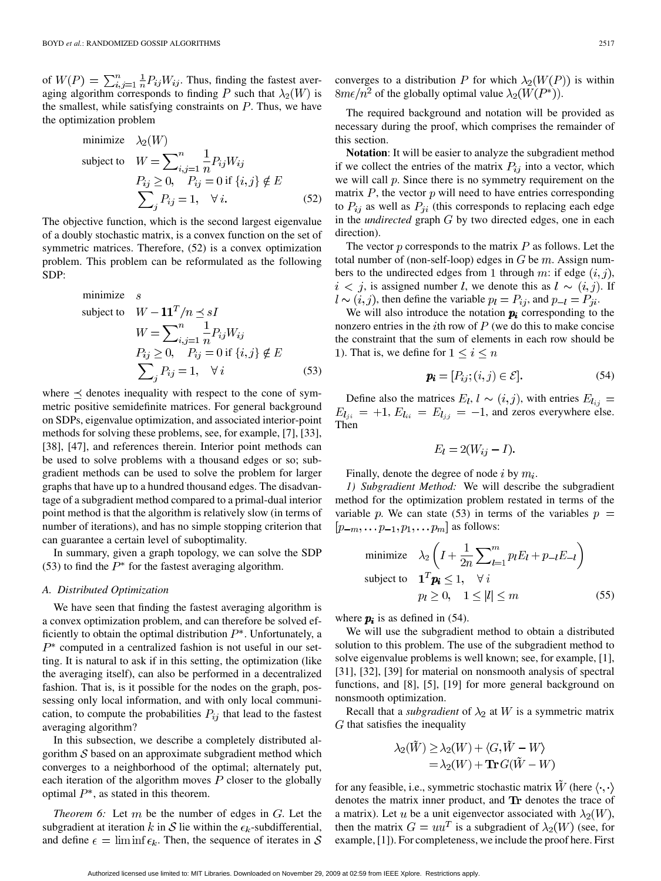of $W(P) = \sum_{i,j=1}^{n} \frac{1}{n} P_{ij} W_{ij}$. Thus, finding the fastest averaging algorithm corresponds to finding $P$ such that $\lambda_2(W)$ is the smallest, while satisfying constraints on $P$. Thus, we have the optimization problem

$$\begin{aligned} \text{minimize} \quad & \lambda_2(W) \\ \text{subject to} \quad & W = \sum_{i,j=1}^{n} \frac{1}{n} P_{ij} W_{ij} \\ & P_{ij} \geq 0, \quad P_{ij} = 0 \text{ if } \{i,j\} \notin E \\ & \sum_j P_{ij} = 1, \quad \forall i. \end{aligned} \tag{52}$$

The objective function, which is the second largest eigenvalue of a doubly stochastic matrix, is a convex function on the set of symmetric matrices. Therefore, (52) is a convex optimization problem. This problem can be reformulated as the following SDP:

$$\begin{aligned} \text{minimize} \quad & s \\ \text{subject to} \quad & W - \mathbf{1}\mathbf{1}^T/n \preceq sI \\ & W = \sum_{i,j=1}^{n} \frac{1}{n} P_{ij} W_{ij} \\ & P_{ij} \geq 0, \quad P_{ij} = 0 \text{ if } \{i,j\} \notin E \\ & \sum_j P_{ij} = 1, \quad \forall i \end{aligned} \tag{53}$$

where $\preceq$ denotes inequality with respect to the cone of symmetric positive semidefinite matrices. For general background on SDPs, eigenvalue optimization, and associated interior-point methods for solving these problems, see, for example, [7], [33], [38], [47], and references therein. Interior point methods can be used to solve problems with a thousand edges or so; subgradient methods can be used to solve the problem for larger graphs that have up to a hundred thousand edges. The disadvantage of a subgradient method compared to a primal-dual interior point method is that the algorithm is relatively slow (in terms of number of iterations), and has no simple stopping criterion that can guarantee a certain level of suboptimality.

In summary, given a graph topology, we can solve the SDP (53) to find the $P^*$ for the fastest averaging algorithm.

### A. Distributed Optimization

We have seen that finding the fastest averaging algorithm is a convex optimization problem, and can therefore be solved efficiently to obtain the optimal distribution $P^*$. Unfortunately, a $P^*$ computed in a centralized fashion is not useful in our setting. It is natural to ask if in this setting, the optimization (like the averaging itself), can also be performed in a decentralized fashion. That is, is it possible for the nodes on the graph, possessing only local information, and with only local communication, to compute the probabilities $P_{ij}$ that lead to the fastest averaging algorithm?

In this subsection, we describe a completely distributed algorithm $\mathcal{S}$ based on an approximate subgradient method which converges to a neighborhood of the optimal; alternately put, each iteration of the algorithm moves $P$ closer to the globally optimal $P^*$, as stated in this theorem.

*Theorem 6:* Let $m$ be the number of edges in $G$. Let the subgradient at iteration $k$ in $\mathcal{S}$ lie within the $\epsilon_k$-subdifferential, and define $\epsilon = \liminf \epsilon_k$. Then, the sequence of iterates in $\mathcal{S}$ converges to a distribution $P$ for which $\lambda_2(W(P))$ is within $8m\epsilon/n^2$ of the globally optimal value $\lambda_2(W(P^*))$.

The required background and notation will be provided as necessary during the proof, which comprises the remainder of this section.

**Notation**: It will be easier to analyze the subgradient method if we collect the entries of the matrix $P_{ij}$ into a vector, which we will call $p$. Since there is no symmetry requirement on the matrix $P$, the vector $p$ will need to have entries corresponding to $P_{ij}$ as well as $P_{ji}$ (this corresponds to replacing each edge in the *undirected* graph $G$ by two directed edges, one in each direction).

The vector $p$ corresponds to the matrix $P$ as follows. Let the total number of (non-self-loop) edges in $G$ be $m$. Assign numbers to the undirected edges from 1 through $m$: if edge $(i,j)$, $i < j$, is assigned number $l$, we denote this as $l \sim (i,j)$. If $l \sim (i,j)$, then define the variable $p_l = P_{ij}$, and $p_{-l} = P_{ji}$.

We will also introduce the notation $\boldsymbol{p_i}$ corresponding to the nonzero entries in the $i$th row of $P$ (we do this to make concise the constraint that the sum of elements in each row should be 1). That is, we define for $1 \leq i \leq n$

$$\boldsymbol{p_i} = [P_{ij}; (i,j) \in \mathcal{E}]. \tag{54}$$

Define also the matrices $E_l$, $l \sim (i,j)$, with entries $E_{l_{ij}} = E_{l_{ji}} = +1$, $E_{l_{ii}} = E_{l_{jj}} = -1$, and zeros everywhere else. Then

$$E_l = 2(W_{ij} - I).$$

Finally, denote the degree of node $i$ by $m_i$.

*1) Subgradient Method:* We will describe the subgradient method for the optimization problem restated in terms of the variable $p$. We can state (53) in terms of the variables $p = [p_{-m}, \ldots p_{-1}, p_1, \ldots p_m]$ as follows:

$$\begin{aligned} \text{minimize} \quad & \lambda_2\left(I + \frac{1}{2n}\sum_{l=1}^{m} p_l E_l + p_{-l} E_{-l}\right) \\ \text{subject to} \quad & \mathbf{1}^T \boldsymbol{p_i} \leq 1, \quad \forall i \\ & p_l \geq 0, \quad 1 \leq |l| \leq m \end{aligned} \tag{55}$$

where $\boldsymbol{p_i}$ is as defined in (54).

We will use the subgradient method to obtain a distributed solution to this problem. The use of the subgradient method to solve eigenvalue problems is well known; see, for example, [1], [31], [32], [39] for material on nonsmooth analysis of spectral functions, and [8], [5], [19] for more general background on nonsmooth optimization.

Recall that a *subgradient* of $\lambda_2$ at $W$ is a symmetric matrix $G$ that satisfies the inequality

$$\begin{aligned} \lambda_2(\tilde{W}) &\geq \lambda_2(W) + \langle G, \tilde{W} - W \rangle \\ &= \lambda_2(W) + \mathbf{Tr}\, G(\tilde{W} - W) \end{aligned}$$

for any feasible, i.e., symmetric stochastic matrix $\tilde{W}$ (here $\langle \cdot, \cdot \rangle$ denotes the matrix inner product, and $\mathbf{Tr}$ denotes the trace of a matrix). Let $u$ be a unit eigenvector associated with $\lambda_2(W)$, then the matrix $G = uu^T$ is a subgradient of $\lambda_2(W)$ (see, for example, [1]). For completeness, we include the proof here. First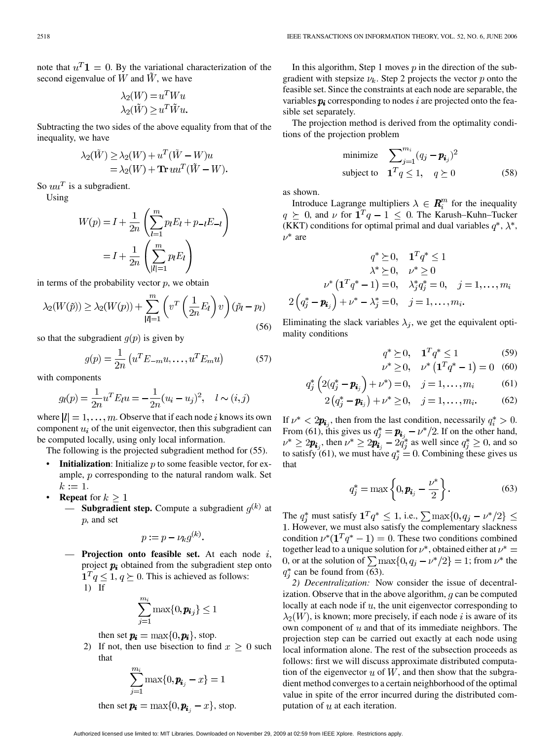note that $u^T\mathbf{1} = 0$. By the variational characterization of the second eigenvalue of $W$ and $\tilde{W}$, we have

$$\lambda_2(W) = u^T W u$$
$$\lambda_2(\tilde{W}) \geq u^T \tilde{W} u.$$

Subtracting the two sides of the above equality from that of the inequality, we have

$$\lambda_2(\tilde{W}) \geq \lambda_2(W) + u^T(\tilde{W} - W)u$$
$$= \lambda_2(W) + \mathbf{Tr}\, uu^T(\tilde{W} - W).$$

So $uu^T$ is a subgradient.

Using

$$W(p) = I + \frac{1}{2n}\left(\sum_{l=1}^{m} p_l E_l + p_{-l}E_{-l}\right)$$
$$= I + \frac{1}{2n}\left(\sum_{|l|=1}^{m} p_l E_l\right)$$

in terms of the probability vector $p$, we obtain

$$\lambda_2(W(\tilde{p})) \geq \lambda_2(W(p)) + \sum_{|l|=1}^{m}\left(v^T\left(\frac{1}{2n}E_l\right)v\right)(\tilde{p}_l - p_l) \tag{56}$$

so that the subgradient $g(p)$ is given by

$$g(p) = \frac{1}{2n}\left(u^T E_{-m} u, \ldots, u^T E_m u\right) \tag{57}$$

with components

$$g_l(p) = \frac{1}{2n}u^T E_l u = -\frac{1}{2n}(u_i - u_j)^2, \quad l \sim (i,j)$$

where $|l| = 1, \ldots, m$. Observe that if each node $i$ knows its own component $u_i$ of the unit eigenvector, then this subgradient can be computed locally, using only local information.

The following is the projected subgradient method for (55).

- **Initialization**: Initialize $p$ to some feasible vector, for example, $p$ corresponding to the natural random walk. Set $k := 1$.
- **Repeat** for $k \geq 1$
  - **Subgradient step.** Compute a subgradient $g^{(k)}$ at $p$, and set
  $$p := p - \nu_k g^{(k)}.$$
  - **Projection onto feasible set.** At each node $i$, project $\boldsymbol{p_i}$ obtained from the subgradient step onto $\mathbf{1}^T q \leq 1$, $q \succeq 0$. This is achieved as follows:
    1) If
    $$\sum_{j=1}^{m_i} \max\{0, \boldsymbol{p_i}_j\} \leq 1$$
    then set $\boldsymbol{p_i} = \max\{0, \boldsymbol{p_i}\}$, stop.
    2) If not, then use bisection to find $x \geq 0$ such that
    $$\sum_{j=1}^{m_i} \max\{0, \boldsymbol{p_i}_j - x\} = 1$$
    then set $\boldsymbol{p_i} = \max\{0, \boldsymbol{p_i}_j - x\}$, stop.

In this algorithm, Step 1 moves $p$ in the direction of the subgradient with stepsize $\nu_k$. Step 2 projects the vector $p$ onto the feasible set. Since the constraints at each node are separable, the variables $\boldsymbol{p_i}$ corresponding to nodes $i$ are projected onto the feasible set separately.

The projection method is derived from the optimality conditions of the projection problem

$$\begin{array}{ll} \text{minimize} & \sum_{j=1}^{m_i}(q_j - \boldsymbol{p_i}_j)^2 \\ \text{subject to} & \mathbf{1}^T q \leq 1, \quad q \succeq 0 \end{array} \tag{58}$$

as shown.

Introduce Lagrange multipliers $\lambda \in \boldsymbol{R}_i^m$ for the inequality $q \succeq 0$, and $\nu$ for $\mathbf{1}^T q - 1 \leq 0$. The Karush–Kuhn–Tucker (KKT) conditions for optimal primal and dual variables $q^*$, $\lambda^*$, $\nu^*$ are

$$q^* \succeq 0, \quad \mathbf{1}^T q^* \leq 1$$
$$\lambda^* \succeq 0, \quad \nu^* \geq 0$$
$$\nu^*\left(\mathbf{1}^T q^* - 1\right) = 0, \quad \lambda_j^* q_j^* = 0, \quad j = 1, \ldots, m_i$$
$$2\left(q_j^* - \boldsymbol{p_i}_j\right) + \nu^* - \lambda_j^* = 0, \quad j = 1, \ldots, m_i.$$

Eliminating the slack variables $\lambda_j$, we get the equivalent optimality conditions

$$q^* \succeq 0, \quad \mathbf{1}^T q^* \leq 1 \tag{59}$$
$$\nu^* \geq 0, \quad \nu^*\left(\mathbf{1}^T q^* - 1\right) = 0 \tag{60}$$
$$q_j^*\left(2(q_j^* - \boldsymbol{p_i}_j) + \nu^*\right) = 0, \quad j = 1, \ldots, m_i \tag{61}$$
$$2\left(q_j^* - \boldsymbol{p_i}_j\right) + \nu^* \geq 0, \quad j = 1, \ldots, m_i. \tag{62}$$

If $\nu^* < 2\boldsymbol{p_i}_j$, then from the last condition, necessarily $q_i^* > 0$. From (61), this gives us $q_j^* = \boldsymbol{p_i}_j - \nu^*/2$. If on the other hand, $\nu^* \geq 2\boldsymbol{p_i}_j$, then $\nu^* \geq 2\boldsymbol{p_i}_j - 2q_j^*$ as well since $q_j^* \geq 0$, and so to satisfy (61), we must have $q_j^* = 0$. Combining these gives us that

$$q_j^* = \max\left\{0, \boldsymbol{p_i}_j - \frac{\nu^*}{2}\right\}. \tag{63}$$

The $q_j^*$ must satisfy $\mathbf{1}^T q^* \leq 1$, i.e., $\sum \max\{0, q_j - \nu^*/2\} \leq 1$. However, we must also satisfy the complementary slackness condition $\nu^*(\mathbf{1}^T q^* - 1) = 0$. These two conditions combined together lead to a unique solution for $\nu^*$, obtained either at $\nu^* = 0$, or at the solution of $\sum \max\{0, q_j - \nu^*/2\} = 1$; from $\nu^*$ the $q_j^*$ can be found from (63).

*2) Decentralization:* Now consider the issue of decentralization. Observe that in the above algorithm, $g$ can be computed locally at each node if $u$, the unit eigenvector corresponding to $\lambda_2(W)$, is known; more precisely, if each node $i$ is aware of its own component of $u$ and that of its immediate neighbors. The projection step can be carried out exactly at each node using local information alone. The rest of the subsection proceeds as follows: first we will discuss approximate distributed computation of the eigenvector $u$ of $W$, and then show that the subgradient method converges to a certain neighborhood of the optimal value in spite of the error incurred during the distributed computation of $u$ at each iteration.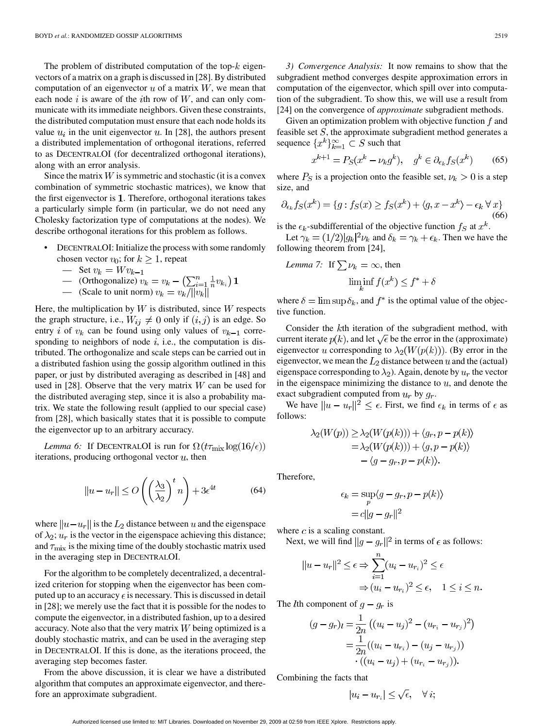The problem of distributed computation of the top-$k$ eigenvectors of a matrix on a graph is discussed in [28]. By distributed computation of an eigenvector $u$ of a matrix $W$, we mean that each node $i$ is aware of the $i$th row of $W$, and can only communicate with its immediate neighbors. Given these constraints, the distributed computation must ensure that each node holds its value $u_i$ in the unit eigenvector $u$. In [28], the authors present a distributed implementation of orthogonal iterations, referred to as DECENTRALOI (for decentralized orthogonal iterations), along with an error analysis.

Since the matrix $W$ is symmetric and stochastic (it is a convex combination of symmetric stochastic matrices), we know that the first eigenvector is $\mathbf{1}$. Therefore, orthogonal iterations takes a particularly simple form (in particular, we do not need any Cholesky factorization type of computations at the nodes). We describe orthogonal iterations for this problem as follows.

- DECENTRALOI: Initialize the process with some randomly chosen vector $v_0$; for $k \geq 1$, repeat
  - Set $v_k = W v_{k-1}$
  - (Orthogonalize) $v_k = v_k - \left(\sum_{i=1}^{n} \frac{1}{n} v_{k_i}\right) \mathbf{1}$
  - (Scale to unit norm) $v_k = v_k / \|v_k\|$

Here, the multiplication by $W$ is distributed, since $W$ respects the graph structure, i.e., $W_{ij} \neq 0$ only if $(i,j)$ is an edge. So entry $i$ of $v_k$ can be found using only values of $v_{k-1}$ corresponding to neighbors of node $i$, i.e., the computation is distributed. The orthogonalize and scale steps can be carried out in a distributed fashion using the gossip algorithm outlined in this paper, or just by distributed averaging as described in [48] and used in [28]. Observe that the very matrix $W$ can be used for the distributed averaging step, since it is also a probability matrix. We state the following result (applied to our special case) from [28], which basically states that it is possible to compute the eigenvector up to an arbitrary accuracy.

*Lemma 6:* If DECENTRALOI is run for $\Omega(t\tau_{\text{mix}} \log(16/\epsilon))$ iterations, producing orthogonal vector $u$, then

$$\|u - u_r\| \leq O\left(\left(\frac{\lambda_3}{\lambda_2}\right)^t n\right) + 3\epsilon^{4t} \tag{64}$$

where $\|u - u_r\|$ is the $L_2$ distance between $u$ and the eigenspace of $\lambda_2$; $u_r$ is the vector in the eigenspace achieving this distance; and $\tau_{\text{mix}}$ is the mixing time of the doubly stochastic matrix used in the averaging step in DECENTRALOI.

For the algorithm to be completely decentralized, a decentralized criterion for stopping when the eigenvector has been computed up to an accuracy $\epsilon$ is necessary. This is discussed in detail in [28]; we merely use the fact that it is possible for the nodes to compute the eigenvector, in a distributed fashion, up to a desired accuracy. Note also that the very matrix $W$ being optimized is a doubly stochastic matrix, and can be used in the averaging step in DECENTRALOI. If this is done, as the iterations proceed, the averaging step becomes faster.

From the above discussion, it is clear we have a distributed algorithm that computes an approximate eigenvector, and therefore an approximate subgradient.

*3) Convergence Analysis:* It now remains to show that the subgradient method converges despite approximation errors in computation of the eigenvector, which spill over into computation of the subgradient. To show this, we will use a result from [24] on the convergence of *approximate* subgradient methods.

Given an optimization problem with objective function $f$ and feasible set $S$, the approximate subgradient method generates a sequence $\{x^k\}_{k=1}^{\infty} \subset S$ such that

$$x^{k+1} = P_S(x^k - \nu_k g^k), \quad g^k \in \partial_{\epsilon_k} f_S(x^k) \tag{65}$$

where $P_S$ is a projection onto the feasible set, $\nu_k > 0$ is a step size, and

$$\partial_{\epsilon_k} f_S(x^k) = \{g : f_S(x) \geq f_S(x^k) + \langle g, x - x^k \rangle - \epsilon_k \, \forall \, x\} \tag{66}$$

is the $\epsilon_k$-subdifferential of the objective function $f_S$ at $x^k$.

Let $\gamma_k = (1/2)|g_k|^2 \nu_k$ and $\delta_k = \gamma_k + \epsilon_k$. Then we have the following theorem from [24],

*Lemma 7:* If $\sum \nu_k = \infty$, then

$$\liminf_k f(x^k) \leq f^* + \delta$$

where $\delta = \limsup \delta_k$, and $f^*$ is the optimal value of the objective function.

Consider the $k$th iteration of the subgradient method, with current iterate $p(k)$, and let $\sqrt{\epsilon}$ be the error in the (approximate) eigenvector $u$ corresponding to $\lambda_2(W(p(k)))$. (By error in the eigenvector, we mean the $L_2$ distance between $u$ and the (actual) eigenspace corresponding to $\lambda_2$). Again, denote by $u_r$ the vector in the eigenspace minimizing the distance to $u$, and denote the exact subgradient computed from $u_r$ by $g_r$.

We have $\|u - u_r\|^2 \leq \epsilon$. First, we find $\epsilon_k$ in terms of $\epsilon$ as follows:

$$\begin{aligned}
\lambda_2(W(p)) &\geq \lambda_2(W(p(k))) + \langle g_r, p - p(k) \rangle \\
&= \lambda_2(W(p(k))) + \langle g, p - p(k) \rangle \\
&\quad - \langle g - g_r, p - p(k) \rangle.
\end{aligned}$$

Therefore,

$$\begin{aligned}
\epsilon_k &= \sup_p \langle g - g_r, p - p(k) \rangle \\
&= c\|g - g_r\|^2
\end{aligned}$$

where $c$ is a scaling constant.

Next, we will find $\|g - g_r\|^2$ in terms of $\epsilon$ as follows:

$$\begin{aligned}
\|u - u_r\|^2 \leq \epsilon &\Rightarrow \sum_{i=1}^{n} (u_i - u_{r_i})^2 \leq \epsilon \\
&\Rightarrow (u_i - u_{r_i})^2 \leq \epsilon, \quad 1 \leq i \leq n.
\end{aligned}$$

The $l$th component of $g - g_r$ is

$$\begin{aligned}
(g - g_r)_l &= \frac{1}{2n}\left((u_i - u_j)^2 - (u_{r_i} - u_{r_j})^2\right) \\
&= \frac{1}{2n}((u_i - u_{r_i}) - (u_j - u_{r_j})) \\
&\quad \cdot ((u_i - u_j) + (u_{r_i} - u_{r_j})).
\end{aligned}$$

Combining the facts that

$$|u_i - u_{r_i}| \leq \sqrt{\epsilon}, \quad \forall \, i;$$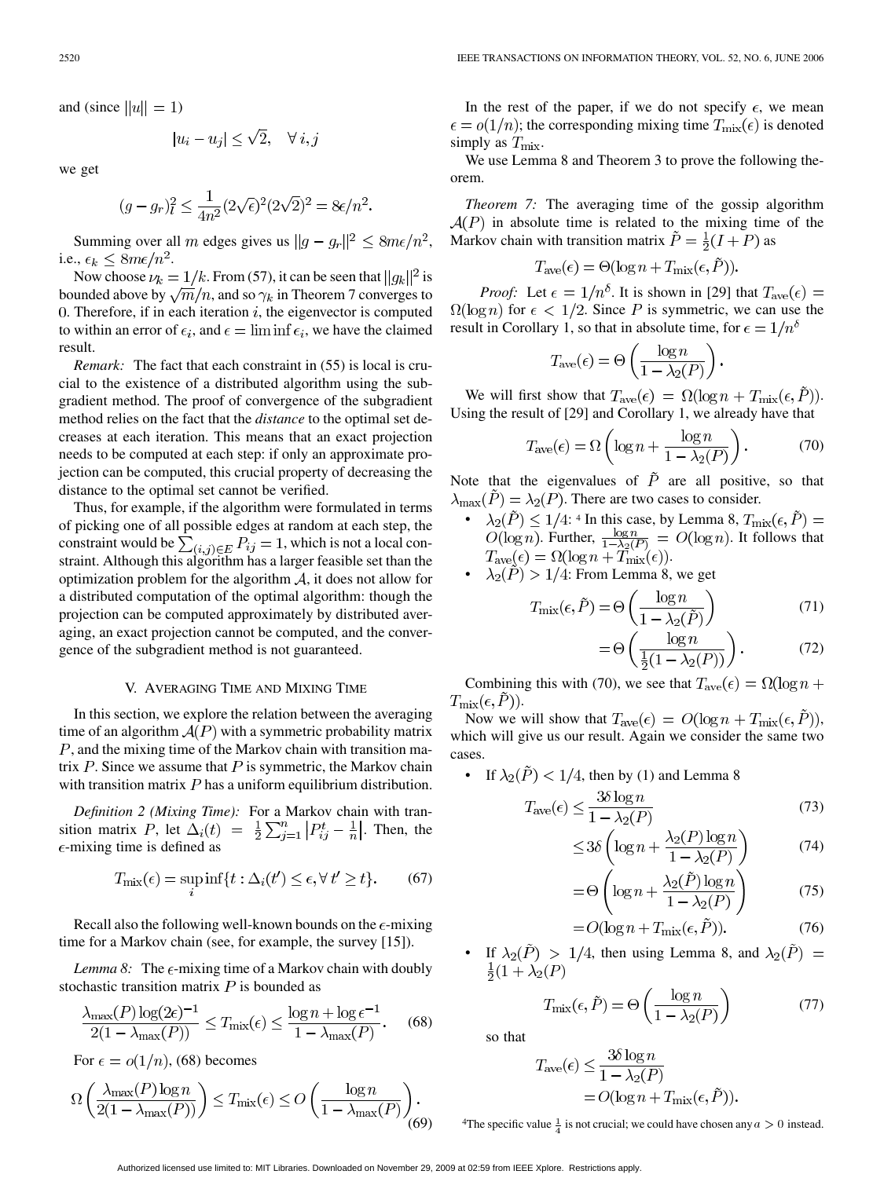and (since $\|u\| = 1$)

$$|u_i - u_j| \leq \sqrt{2}, \quad \forall\, i,j$$

we get

$$(g - g_r)_l^2 \leq \frac{1}{4n^2}(2\sqrt{\epsilon})^2(2\sqrt{2})^2 = 8\epsilon/n^2.$$

Summing over all $m$ edges gives us $\|g - g_r\|^2 \leq 8m\epsilon/n^2$, i.e., $\epsilon_k \leq 8m\epsilon/n^2$.

Now choose $\nu_k = 1/k$. From (57), it can be seen that $\|g_k\|^2$ is bounded above by $\sqrt{m}/n$, and so $\gamma_k$ in Theorem 7 converges to 0. Therefore, if in each iteration $i$, the eigenvector is computed to within an error of $\epsilon_i$, and $\epsilon = \liminf \epsilon_i$, we have the claimed result.

*Remark:* The fact that each constraint in (55) is local is crucial to the existence of a distributed algorithm using the subgradient method. The proof of convergence of the subgradient method relies on the fact that the *distance* to the optimal set decreases at each iteration. This means that an exact projection needs to be computed at each step: if only an approximate projection can be computed, this crucial property of decreasing the distance to the optimal set cannot be verified.

Thus, for example, if the algorithm were formulated in terms of picking one of all possible edges at random at each step, the constraint would be $\sum_{(i,j)\in E} P_{ij} = 1$, which is not a local constraint. Although this algorithm has a larger feasible set than the optimization problem for the algorithm $\mathcal{A}$, it does not allow for a distributed computation of the optimal algorithm: though the projection can be computed approximately by distributed averaging, an exact projection cannot be computed, and the convergence of the subgradient method is not guaranteed.

## V. Averaging Time and Mixing Time

In this section, we explore the relation between the averaging time of an algorithm $\mathcal{A}(P)$ with a symmetric probability matrix $P$, and the mixing time of the Markov chain with transition matrix $P$. Since we assume that $P$ is symmetric, the Markov chain with transition matrix $P$ has a uniform equilibrium distribution.

*Definition 2 (Mixing Time):* For a Markov chain with transition matrix $P$, let $\Delta_i(t) = \frac{1}{2}\sum_{j=1}^{n}\left|P_{ij}^t - \frac{1}{n}\right|$. Then, the $\epsilon$-mixing time is defined as

$$T_{\text{mix}}(\epsilon) = \sup_i \inf\{t : \Delta_i(t') \leq \epsilon, \forall\, t' \geq t\}. \tag{67}$$

Recall also the following well-known bounds on the $\epsilon$-mixing time for a Markov chain (see, for example, the survey [15]).

*Lemma 8:* The $\epsilon$-mixing time of a Markov chain with doubly stochastic transition matrix $P$ is bounded as

$$\frac{\lambda_{\max}(P)\log(2\epsilon)^{-1}}{2(1-\lambda_{\max}(P))} \leq T_{\text{mix}}(\epsilon) \leq \frac{\log n + \log \epsilon^{-1}}{1-\lambda_{\max}(P)}. \tag{68}$$

For $\epsilon = o(1/n)$, (68) becomes

$$\Omega\left(\frac{\lambda_{\max}(P)\log n}{2(1-\lambda_{\max}(P))}\right) \leq T_{\text{mix}}(\epsilon) \leq O\left(\frac{\log n}{1-\lambda_{\max}(P)}\right). \tag{69}$$

In the rest of the paper, if we do not specify $\epsilon$, we mean $\epsilon = o(1/n)$; the corresponding mixing time $T_{\text{mix}}(\epsilon)$ is denoted simply as $T_{\text{mix}}$.

We use Lemma 8 and Theorem 3 to prove the following theorem.

*Theorem 7:* The averaging time of the gossip algorithm $\mathcal{A}(P)$ in absolute time is related to the mixing time of the Markov chain with transition matrix $\tilde{P} = \frac{1}{2}(I+P)$ as

$$T_{\text{ave}}(\epsilon) = \Theta(\log n + T_{\text{mix}}(\epsilon, \tilde{P})).$$

*Proof:* Let $\epsilon = 1/n^\delta$. It is shown in [29] that $T_{\text{ave}}(\epsilon) = \Omega(\log n)$ for $\epsilon < 1/2$. Since $P$ is symmetric, we can use the result in Corollary 1, so that in absolute time, for $\epsilon = 1/n^\delta$

$$T_{\text{ave}}(\epsilon) = \Theta\left(\frac{\log n}{1-\lambda_2(P)}\right).$$

We will first show that $T_{\text{ave}}(\epsilon) = \Omega(\log n + T_{\text{mix}}(\epsilon, \tilde{P}))$. Using the result of [29] and Corollary 1, we already have that

$$T_{\text{ave}}(\epsilon) = \Omega\left(\log n + \frac{\log n}{1-\lambda_2(P)}\right). \tag{70}$$

Note that the eigenvalues of $\tilde{P}$ are all positive, so that $\lambda_{\max}(\tilde{P}) = \lambda_2(P)$. There are two cases to consider.

- $\lambda_2(\tilde{P}) \leq 1/4$: [4] In this case, by Lemma 8, $T_{\text{mix}}(\epsilon, \tilde{P}) = O(\log n)$. Further, $\frac{\log n}{1-\lambda_2(P)} = O(\log n)$. It follows that $T_{\text{ave}}(\epsilon) = \Omega(\log n + T_{\text{mix}}(\epsilon))$.
- $\lambda_2(\tilde{P}) > 1/4$: From Lemma 8, we get

$$T_{\text{mix}}(\epsilon, \tilde{P}) = \Theta\left(\frac{\log n}{1-\lambda_2(\tilde{P})}\right) \tag{71}$$

$$= \Theta\left(\frac{\log n}{\frac{1}{2}(1-\lambda_2(P))}\right). \tag{72}$$

Combining this with (70), we see that $T_{\text{ave}}(\epsilon) = \Omega(\log n + T_{\text{mix}}(\epsilon, \tilde{P}))$.

Now we will show that $T_{\text{ave}}(\epsilon) = O(\log n + T_{\text{mix}}(\epsilon, \tilde{P}))$, which will give us our result. Again we consider the same two cases.

- If $\lambda_2(\tilde{P}) < 1/4$, then by (1) and Lemma 8

$$T_{\text{ave}}(\epsilon) \leq \frac{3\delta \log n}{1-\lambda_2(P)} \tag{73}$$

$$\leq 3\delta\left(\log n + \frac{\lambda_2(P)\log n}{1-\lambda_2(P)}\right) \tag{74}$$

$$= \Theta\left(\log n + \frac{\lambda_2(\tilde{P})\log n}{1-\lambda_2(P)}\right) \tag{75}$$

$$= O(\log n + T_{\text{mix}}(\epsilon, \tilde{P})). \tag{76}$$

- If $\lambda_2(\tilde{P}) > 1/4$, then using Lemma 8, and $\lambda_2(\tilde{P}) = \frac{1}{2}(1+\lambda_2(P)$

$$T_{\text{mix}}(\epsilon, \tilde{P}) = \Theta\left(\frac{\log n}{1-\lambda_2(P)}\right) \tag{77}$$

so that

$$T_{\text{ave}}(\epsilon) \leq \frac{3\delta \log n}{1-\lambda_2(P)} = O(\log n + T_{\text{mix}}(\epsilon, \tilde{P})).$$

[4] The specific value $\frac{1}{4}$ is not crucial; we could have chosen any $\alpha > 0$ instead.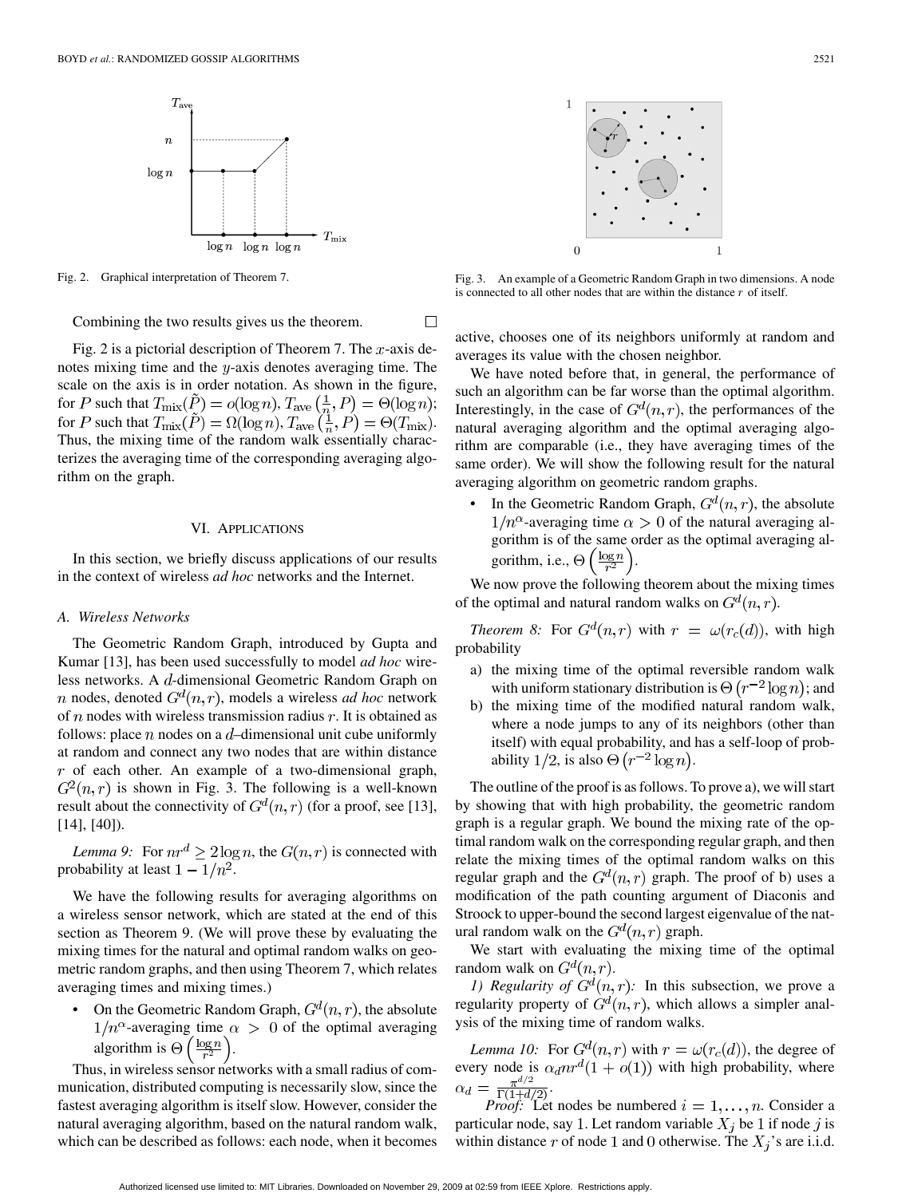Fig. 2. Graphical interpretation of Theorem 7.

Combining the two results gives us the theorem. □

Fig. 2 is a pictorial description of Theorem 7. The $x$-axis denotes mixing time and the $y$-axis denotes averaging time. The scale on the axis is in order notation. As shown in the figure, for $P$ such that $T_{\text{mix}}(\tilde{P}) = o(\log n)$, $T_{\text{ave}}\left(\frac{1}{n}, P\right) = \Theta(\log n)$; for $P$ such that $T_{\text{mix}}(\tilde{P}) = \Omega(\log n)$, $T_{\text{ave}}\left(\frac{1}{n}, P\right) = \Theta(T_{\text{mix}})$. Thus, the mixing time of the random walk essentially characterizes the averaging time of the corresponding averaging algorithm on the graph.

## VI. Applications

In this section, we briefly discuss applications of our results in the context of wireless *ad hoc* networks and the Internet.

### A. Wireless Networks

The Geometric Random Graph, introduced by Gupta and Kumar [13], has been used successfully to model *ad hoc* wireless networks. A $d$-dimensional Geometric Random Graph on $n$ nodes, denoted $G^d(n, r)$, models a wireless *ad hoc* network of $n$ nodes with wireless transmission radius $r$. It is obtained as follows: place $n$ nodes on a $d$–dimensional unit cube uniformly at random and connect any two nodes that are within distance $r$ of each other. An example of a two-dimensional graph, $G^2(n, r)$ is shown in Fig. 3. The following is a well-known result about the connectivity of $G^d(n, r)$ (for a proof, see [13], [14], [40]).

*Lemma 9:* For $nr^d \geq 2 \log n$, the $G(n, r)$ is connected with probability at least $1 - 1/n^2$.

We have the following results for averaging algorithms on a wireless sensor network, which are stated at the end of this section as Theorem 9. (We will prove these by evaluating the mixing times for the natural and optimal random walks on geometric random graphs, and then using Theorem 7, which relates averaging times and mixing times.)

- On the Geometric Random Graph, $G^d(n, r)$, the absolute $1/n^\alpha$-averaging time $\alpha > 0$ of the optimal averaging algorithm is $\Theta\left(\frac{\log n}{r^2}\right)$.

Thus, in wireless sensor networks with a small radius of communication, distributed computing is necessarily slow, since the fastest averaging algorithm is itself slow. However, consider the natural averaging algorithm, based on the natural random walk, which can be described as follows: each node, when it becomes

Fig. 3. An example of a Geometric Random Graph in two dimensions. A node is connected to all other nodes that are within the distance $r$ of itself.

active, chooses one of its neighbors uniformly at random and averages its value with the chosen neighbor.

We have noted before that, in general, the performance of such an algorithm can be far worse than the optimal algorithm. Interestingly, in the case of $G^d(n, r)$, the performances of the natural averaging algorithm and the optimal averaging algorithm are comparable (i.e., they have averaging times of the same order). We will show the following result for the natural averaging algorithm on geometric random graphs.

- In the Geometric Random Graph, $G^d(n, r)$, the absolute $1/n^\alpha$-averaging time $\alpha > 0$ of the natural averaging algorithm is of the same order as the optimal averaging algorithm, i.e., $\Theta\left(\frac{\log n}{r^2}\right)$.

We now prove the following theorem about the mixing times of the optimal and natural random walks on $G^d(n, r)$.

*Theorem 8:* For $G^d(n, r)$ with $r = \omega(r_c(d))$, with high probability

a) the mixing time of the optimal reversible random walk with uniform stationary distribution is $\Theta\left(r^{-2} \log n\right)$; and
b) the mixing time of the modified natural random walk, where a node jumps to any of its neighbors (other than itself) with equal probability, and has a self-loop of probability $1/2$, is also $\Theta\left(r^{-2} \log n\right)$.

The outline of the proof is as follows. To prove a), we will start by showing that with high probability, the geometric random graph is a regular graph. We bound the mixing rate of the optimal random walk on the corresponding regular graph, and then relate the mixing times of the optimal random walks on this regular graph and the $G^d(n, r)$ graph. The proof of b) uses a modification of the path counting argument of Diaconis and Stroock to upper-bound the second largest eigenvalue of the natural random walk on the $G^d(n, r)$ graph.

We start with evaluating the mixing time of the optimal random walk on $G^d(n, r)$.

*1) Regularity of $G^d(n, r)$:* In this subsection, we prove a regularity property of $G^d(n, r)$, which allows a simpler analysis of the mixing time of random walks.

*Lemma 10:* For $G^d(n, r)$ with $r = \omega(r_c(d))$, the degree of every node is $\alpha_d nr^d(1 + o(1))$ with high probability, where $\alpha_d = \frac{\pi^{d/2}}{\Gamma(1+d/2)}$.

*Proof:* Let nodes be numbered $i = 1, \ldots, n$. Consider a particular node, say 1. Let random variable $X_j$ be 1 if node $j$ is within distance $r$ of node 1 and 0 otherwise. The $X_j$'s are i.i.d.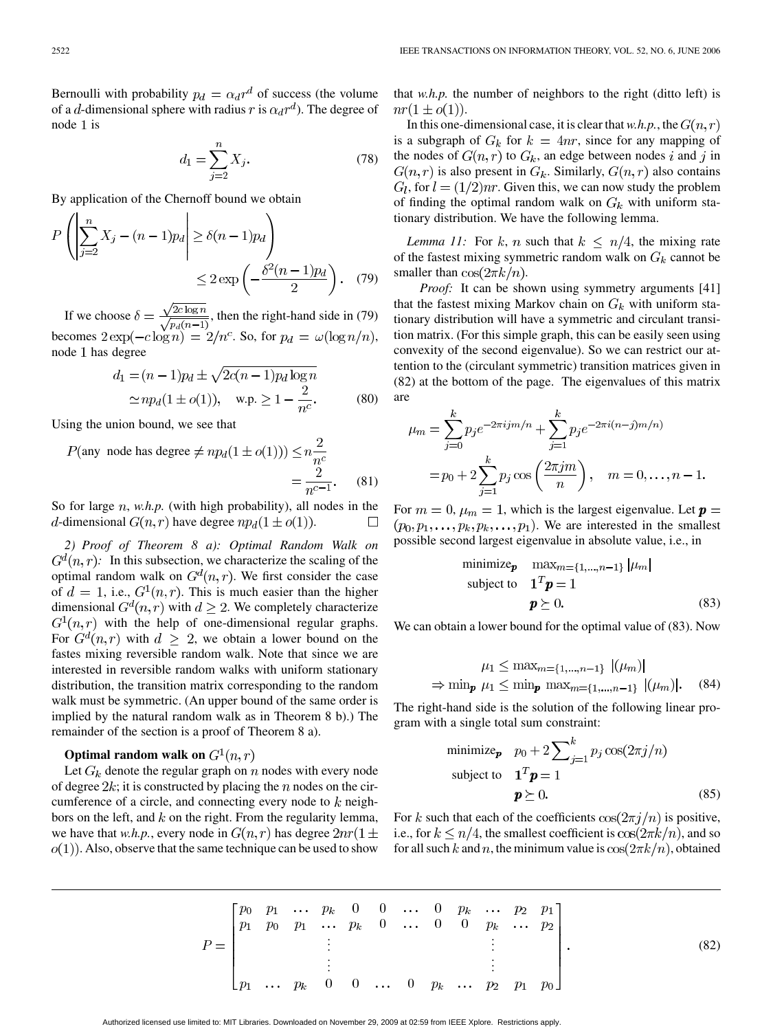Bernoulli with probability $p_d = \alpha_d r^d$ of success (the volume of a $d$-dimensional sphere with radius $r$ is $\alpha_d r^d$). The degree of node 1 is

$$d_1 = \sum_{j=2}^{n} X_j. \tag{78}$$

By application of the Chernoff bound we obtain

$$P\left(\left|\sum_{j=2}^{n} X_j - (n-1)p_d\right| \geq \delta(n-1)p_d\right) \leq 2\exp\left(-\frac{\delta^2(n-1)p_d}{2}\right). \tag{79}$$

If we choose $\delta = \frac{\sqrt{2c\log n}}{\sqrt{p_d(n-1)}}$, then the right-hand side in (79) becomes $2\exp(-c\log n) = 2/n^c$. So, for $p_d = \omega(\log n/n)$, node 1 has degree

$$d_1 = (n-1)p_d \pm \sqrt{2c(n-1)p_d \log n} \simeq np_d(1 \pm o(1)), \quad \text{w.p.} \geq 1 - \frac{2}{n^c}. \tag{80}$$

Using the union bound, we see that

$$P(\text{any node has degree} \neq np_d(1 \pm o(1))) \leq n\frac{2}{n^c} = \frac{2}{n^{c-1}}. \tag{81}$$

So for large $n$, *w.h.p.* (with high probability), all nodes in the $d$-dimensional $G(n,r)$ have degree $np_d(1 \pm o(1))$. □

*2) Proof of Theorem 8 a): Optimal Random Walk on $G^d(n,r)$:* In this subsection, we characterize the scaling of the optimal random walk on $G^d(n,r)$. We first consider the case of $d = 1$, i.e., $G^1(n,r)$. This is much easier than the higher dimensional $G^d(n,r)$ with $d \geq 2$. We completely characterize $G^1(n,r)$ with the help of one-dimensional regular graphs. For $G^d(n,r)$ with $d \geq 2$, we obtain a lower bound on the fastes mixing reversible random walk. Note that since we are interested in reversible random walks with uniform stationary distribution, the transition matrix corresponding to the random walk must be symmetric. (An upper bound of the same order is implied by the natural random walk as in Theorem 8 b).) The remainder of the section is a proof of Theorem 8 a).

**Optimal random walk on $G^1(n,r)$**

Let $G_k$ denote the regular graph on $n$ nodes with every node of degree $2k$; it is constructed by placing the $n$ nodes on the circumference of a circle, and connecting every node to $k$ neighbors on the left, and $k$ on the right. From the regularity lemma, we have that *w.h.p.*, every node in $G(n,r)$ has degree $2nr(1 \pm o(1))$. Also, observe that the same technique can be used to show that *w.h.p.* the number of neighbors to the right (ditto left) is $nr(1 \pm o(1))$.

In this one-dimensional case, it is clear that *w.h.p.*, the $G(n,r)$ is a subgraph of $G_k$ for $k = 4nr$, since for any mapping of the nodes of $G(n,r)$ to $G_k$, an edge between nodes $i$ and $j$ in $G(n,r)$ is also present in $G_k$. Similarly, $G(n,r)$ also contains $G_l$, for $l = (1/2)nr$. Given this, we can now study the problem of finding the optimal random walk on $G_k$ with uniform stationary distribution. We have the following lemma.

*Lemma 11:* For $k$, $n$ such that $k \leq n/4$, the mixing rate of the fastest mixing symmetric random walk on $G_k$ cannot be smaller than $\cos(2\pi k/n)$.

*Proof:* It can be shown using symmetry arguments [41] that the fastest mixing Markov chain on $G_k$ with uniform stationary distribution will have a symmetric and circulant transition matrix. (For this simple graph, this can be easily seen using convexity of the second eigenvalue). So we can restrict our attention to the (circulant symmetric) transition matrices given in (82) at the bottom of the page. The eigenvalues of this matrix are

$$\mu_m = \sum_{j=0}^{k} p_j e^{-2\pi ijm/n} + \sum_{j=1}^{k} p_j e^{-2\pi i(n-j)m/n)} = p_0 + 2\sum_{j=1}^{k} p_j \cos\left(\frac{2\pi jm}{n}\right), \quad m = 0, \ldots, n-1.$$

For $m = 0$, $\mu_m = 1$, which is the largest eigenvalue. Let $\boldsymbol{p} = (p_0, p_1, \ldots, p_k, p_k, \ldots, p_1)$. We are interested in the smallest possible second largest eigenvalue in absolute value, i.e., in

$$\begin{aligned} \text{minimize}_{\boldsymbol{p}} \quad & \max_{m=\{1,\ldots,n-1\}} |\mu_m| \\ \text{subject to} \quad & \mathbf{1}^T \boldsymbol{p} = 1 \\ & \boldsymbol{p} \succeq 0. \end{aligned} \tag{83}$$

We can obtain a lower bound for the optimal value of (83). Now

$$\mu_1 \leq \max_{m=\{1,\ldots,n-1\}} |(\mu_m)| \Rightarrow \min_{\boldsymbol{p}} \mu_1 \leq \min_{\boldsymbol{p}} \max_{m=\{1,\ldots,n-1\}} |(\mu_m)|. \tag{84}$$

The right-hand side is the solution of the following linear program with a single total sum constraint:

$$\begin{aligned} \text{minimize}_{\boldsymbol{p}} \quad & p_0 + 2\sum_{j=1}^{k} p_j \cos(2\pi j/n) \\ \text{subject to} \quad & \mathbf{1}^T \boldsymbol{p} = 1 \\ & \boldsymbol{p} \succeq 0. \end{aligned} \tag{85}$$

For $k$ such that each of the coefficients $\cos(2\pi j/n)$ is positive, i.e., for $k \leq n/4$, the smallest coefficient is $\cos(2\pi k/n)$, and so for all such $k$ and $n$, the minimum value is $\cos(2\pi k/n)$, obtained

$$P = \begin{bmatrix} p_0 & p_1 & \ldots & p_k & 0 & 0 & \ldots & 0 & p_k & \ldots & p_2 & p_1 \\ p_1 & p_0 & p_1 & \ldots & p_k & 0 & \ldots & 0 & 0 & p_k & \ldots & p_2 \\ & & & \vdots & & & & & & \vdots & & \\ & & & \vdots & & & & & & \vdots & & \\ p_1 & \ldots & p_k & 0 & 0 & \ldots & 0 & p_k & \ldots & p_2 & p_1 & p_0 \end{bmatrix}. \tag{82}$$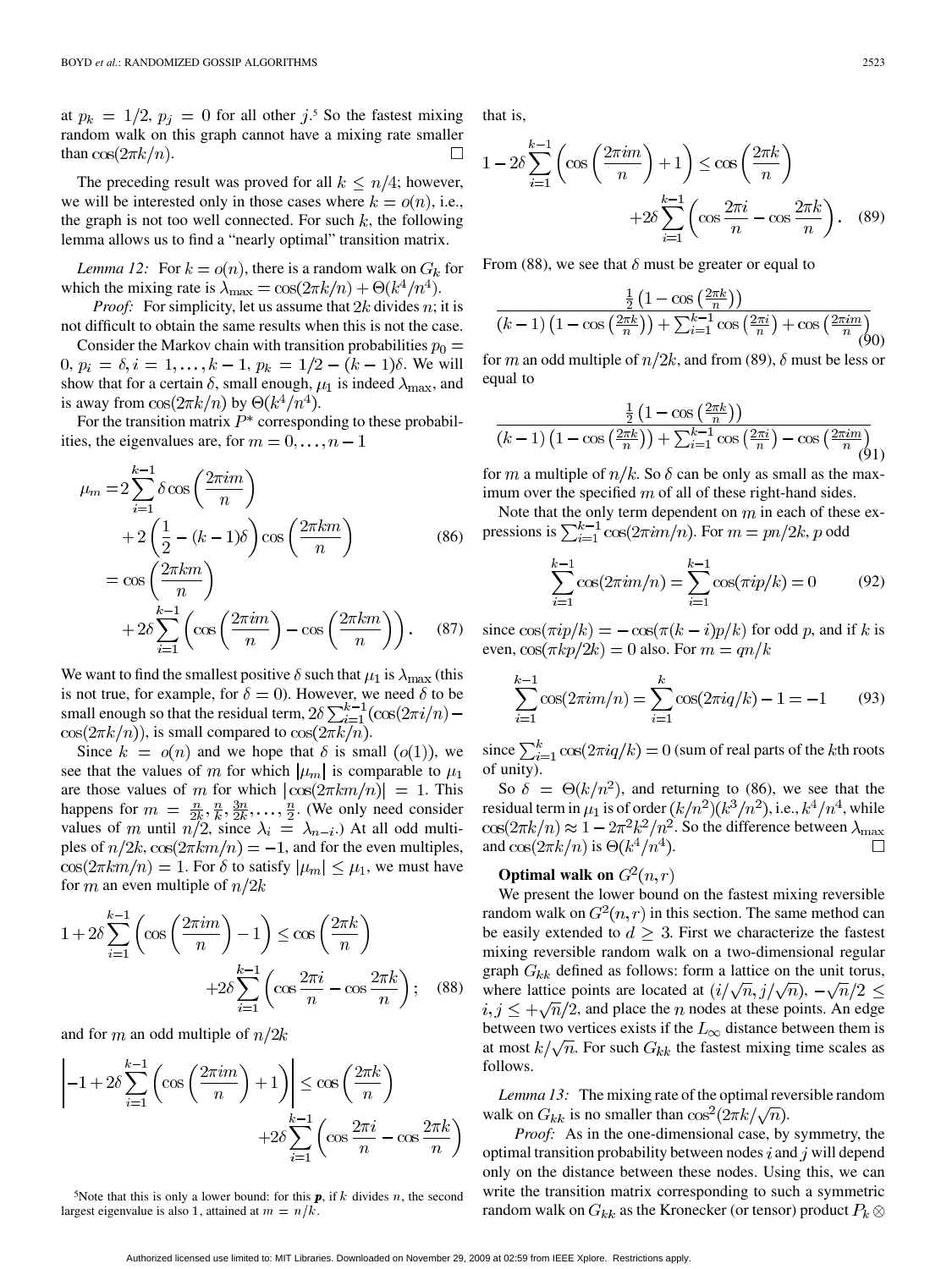at $p_k = 1/2$, $p_j = 0$ for all other $j$.[5] So the fastest mixing random walk on this graph cannot have a mixing rate smaller than $\cos(2\pi k/n)$. □

The preceding result was proved for all $k \leq n/4$; however, we will be interested only in those cases where $k = o(n)$, i.e., the graph is not too well connected. For such $k$, the following lemma allows us to find a "nearly optimal" transition matrix.

*Lemma 12:* For $k = o(n)$, there is a random walk on $G_k$ for which the mixing rate is $\lambda_{\max} = \cos(2\pi k/n) + \Theta(k^4/n^4)$.

*Proof:* For simplicity, let us assume that $2k$ divides $n$; it is not difficult to obtain the same results when this is not the case.

Consider the Markov chain with transition probabilities $p_0 = 0$, $p_i = \delta, i = 1, \ldots, k-1$, $p_k = 1/2 - (k-1)\delta$. We will show that for a certain $\delta$, small enough, $\mu_1$ is indeed $\lambda_{\max}$, and is away from $\cos(2\pi k/n)$ by $\Theta(k^4/n^4)$.

For the transition matrix $P^*$ corresponding to these probabilities, the eigenvalues are, for $m = 0, \ldots, n-1$

$$
\begin{aligned}
\mu_m &= 2\sum_{i=1}^{k-1} \delta \cos\left(\frac{2\pi i m}{n}\right) + 2\left(\frac{1}{2} - (k-1)\delta\right)\cos\left(\frac{2\pi k m}{n}\right) \qquad (86)\\
&= \cos\left(\frac{2\pi k m}{n}\right) + 2\delta \sum_{i=1}^{k-1}\left(\cos\left(\frac{2\pi i m}{n}\right) - \cos\left(\frac{2\pi k m}{n}\right)\right). \qquad (87)
\end{aligned}
$$

We want to find the smallest positive $\delta$ such that $\mu_1$ is $\lambda_{\max}$ (this is not true, for example, for $\delta = 0$). However, we need $\delta$ to be small enough so that the residual term, $2\delta\sum_{i=1}^{k-1}(\cos(2\pi i/n) - \cos(2\pi k/n))$, is small compared to $\cos(2\pi k/n)$.

Since $k = o(n)$ and we hope that $\delta$ is small ($o(1)$), we see that the values of $m$ for which $|\mu_m|$ is comparable to $\mu_1$ are those values of $m$ for which $|\cos(2\pi k m/n)| = 1$. This happens for $m = \frac{n}{2k}, \frac{n}{k}, \frac{3n}{2k}, \ldots, \frac{n}{2}$. (We only need consider values of $m$ until $n/2$, since $\lambda_i = \lambda_{n-i}$.) At all odd multiples of $n/2k$, $\cos(2\pi k m/n) = -1$, and for the even multiples, $\cos(2\pi k m/n) = 1$. For $\delta$ to satisfy $|\mu_m| \leq \mu_1$, we must have for $m$ an even multiple of $n/2k$

$$
1 + 2\delta\sum_{i=1}^{k-1}\left(\cos\left(\frac{2\pi i m}{n}\right) - 1\right) \leq \cos\left(\frac{2\pi k}{n}\right) + 2\delta\sum_{i=1}^{k-1}\left(\cos\frac{2\pi i}{n} - \cos\frac{2\pi k}{n}\right); \qquad (88)
$$

and for $m$ an odd multiple of $n/2k$

$$
\left|-1 + 2\delta\sum_{i=1}^{k-1}\left(\cos\left(\frac{2\pi i m}{n}\right) + 1\right)\right| \leq \cos\left(\frac{2\pi k}{n}\right) + 2\delta\sum_{i=1}^{k-1}\left(\cos\frac{2\pi i}{n} - \cos\frac{2\pi k}{n}\right)
$$

that is,

$$
1 - 2\delta\sum_{i=1}^{k-1}\left(\cos\left(\frac{2\pi i m}{n}\right) + 1\right) \leq \cos\left(\frac{2\pi k}{n}\right) + 2\delta\sum_{i=1}^{k-1}\left(\cos\frac{2\pi i}{n} - \cos\frac{2\pi k}{n}\right). \qquad (89)
$$

From (88), we see that $\delta$ must be greater or equal to

$$
\frac{\frac{1}{2}\left(1 - \cos\left(\frac{2\pi k}{n}\right)\right)}{(k-1)\left(1 - \cos\left(\frac{2\pi k}{n}\right)\right) + \sum_{i=1}^{k-1}\cos\left(\frac{2\pi i}{n}\right) + \cos\left(\frac{2\pi i m}{n}\right)} \qquad (90)
$$

for $m$ an odd multiple of $n/2k$, and from (89), $\delta$ must be less or equal to

$$
\frac{\frac{1}{2}\left(1 - \cos\left(\frac{2\pi k}{n}\right)\right)}{(k-1)\left(1 - \cos\left(\frac{2\pi k}{n}\right)\right) + \sum_{i=1}^{k-1}\cos\left(\frac{2\pi i}{n}\right) - \cos\left(\frac{2\pi i m}{n}\right)} \qquad (91)
$$

for $m$ a multiple of $n/k$. So $\delta$ can be only as small as the maximum over the specified $m$ of all of these right-hand sides.

Note that the only term dependent on $m$ in each of these expressions is $\sum_{i=1}^{k-1}\cos(2\pi i m/n)$. For $m = pn/2k$, $p$ odd

$$
\sum_{i=1}^{k-1}\cos(2\pi i m/n) = \sum_{i=1}^{k-1}\cos(\pi i p/k) = 0 \qquad (92)
$$

since $\cos(\pi i p/k) = -\cos(\pi(k-i)p/k)$ for odd $p$, and if $k$ is even, $\cos(\pi k p/2k) = 0$ also. For $m = qn/k$

$$
\sum_{i=1}^{k-1}\cos(2\pi i m/n) = \sum_{i=1}^{k}\cos(2\pi i q/k) - 1 = -1 \qquad (93)
$$

since $\sum_{i=1}^{k}\cos(2\pi i q/k) = 0$ (sum of real parts of the $k$th roots of unity).

So $\delta = \Theta(k/n^2)$, and returning to (86), we see that the residual term in $\mu_1$ is of order $(k/n^2)(k^3/n^2)$, i.e., $k^4/n^4$, while $\cos(2\pi k/n) \approx 1 - 2\pi^2 k^2/n^2$. So the difference between $\lambda_{\max}$ and $\cos(2\pi k/n)$ is $\Theta(k^4/n^4)$. □

**Optimal walk on $G^2(n, r)$**

We present the lower bound on the fastest mixing reversible random walk on $G^2(n, r)$ in this section. The same method can be easily extended to $d \geq 3$. First we characterize the fastest mixing reversible random walk on a two-dimensional regular graph $G_{kk}$ defined as follows: form a lattice on the unit torus, where lattice points are located at $(i/\sqrt{n}, j/\sqrt{n})$, $-\sqrt{n}/2 \leq i, j \leq +\sqrt{n}/2$, and place the $n$ nodes at these points. An edge between two vertices exists if the $L_\infty$ distance between them is at most $k/\sqrt{n}$. For such $G_{kk}$ the fastest mixing time scales as follows.

*Lemma 13:* The mixing rate of the optimal reversible random walk on $G_{kk}$ is no smaller than $\cos^2(2\pi k/\sqrt{n})$.

*Proof:* As in the one-dimensional case, by symmetry, the optimal transition probability between nodes $i$ and $j$ will depend only on the distance between these nodes. Using this, we can write the transition matrix corresponding to such a symmetric random walk on $G_{kk}$ as the Kronecker (or tensor) product $P_k \otimes$

[5] Note that this is only a lower bound: for this $\boldsymbol{p}$, if $k$ divides $n$, the second largest eigenvalue is also 1, attained at $m = n/k$.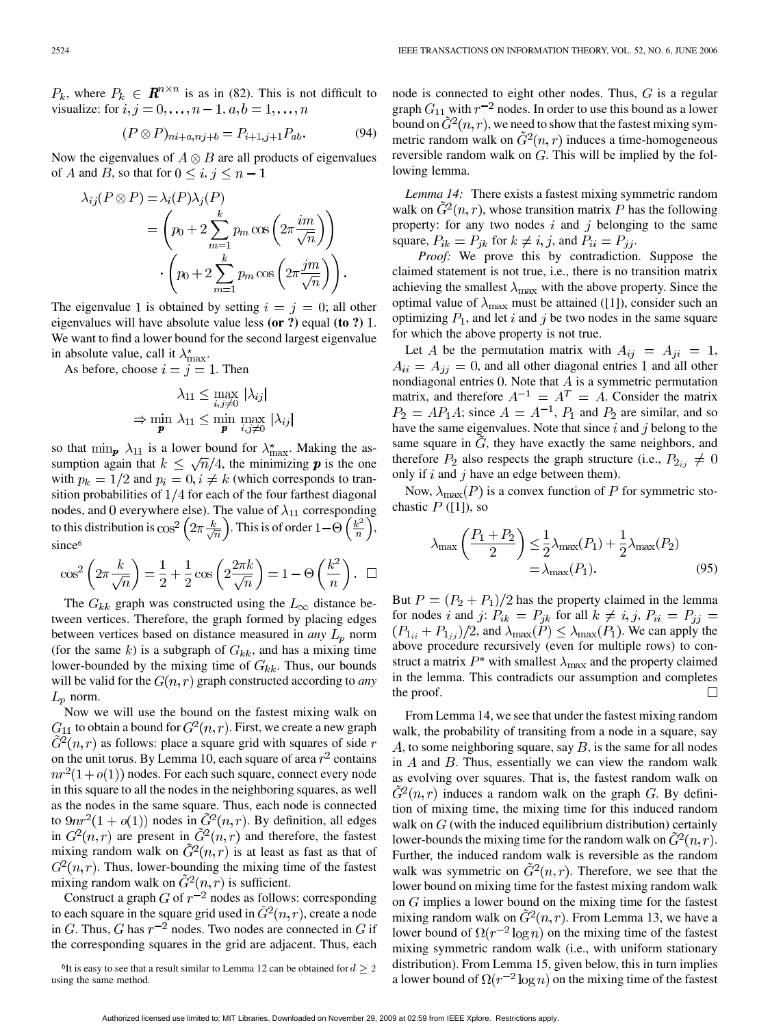$P_k$, where $P_k \in \boldsymbol{R}^{n \times n}$ is as in (82). This is not difficult to visualize: for $i, j = 0, \ldots, n-1, a, b = 1, \ldots, n$

$$(P \otimes P)_{ni+a, nj+b} = P_{i+1, j+1} P_{ab}. \tag{94}$$

Now the eigenvalues of $A \otimes B$ are all products of eigenvalues of $A$ and $B$, so that for $0 \leq i, j \leq n-1$

$$\begin{aligned}\lambda_{ij}(P \otimes P) &= \lambda_i(P)\lambda_j(P) \\ &= \left(p_0 + 2\sum_{m=1}^{k} p_m \cos\left(2\pi \frac{im}{\sqrt{n}}\right)\right) \\ &\quad \cdot \left(p_0 + 2\sum_{m=1}^{k} p_m \cos\left(2\pi \frac{jm}{\sqrt{n}}\right)\right).\end{aligned}$$

The eigenvalue 1 is obtained by setting $i = j = 0$; all other eigenvalues will have absolute value less **(or ?)** equal **(to ?)** 1. We want to find a lower bound for the second largest eigenvalue in absolute value, call it $\lambda^\star_{\max}$.

As before, choose $i = j = 1$. Then

$$\begin{aligned}\lambda_{11} &\leq \max_{i,j \neq 0} |\lambda_{ij}| \\ \Rightarrow \min_{\boldsymbol{p}} \lambda_{11} &\leq \min_{\boldsymbol{p}} \max_{i,j \neq 0} |\lambda_{ij}|\end{aligned}$$

so that $\min_{\boldsymbol{p}} \lambda_{11}$ is a lower bound for $\lambda^\star_{\max}$. Making the assumption again that $k \leq \sqrt{n}/4$, the minimizing $\boldsymbol{p}$ is the one with $p_k = 1/2$ and $p_i = 0, i \neq k$ (which corresponds to transition probabilities of $1/4$ for each of the four farthest diagonal nodes, and 0 everywhere else). The value of $\lambda_{11}$ corresponding to this distribution is $\cos^2\left(2\pi \frac{k}{\sqrt{n}}\right)$. This is of order $1 - \Theta\left(\frac{k^2}{n}\right)$, since[6]

$$\cos^2\left(2\pi \frac{k}{\sqrt{n}}\right) = \frac{1}{2} + \frac{1}{2}\cos\left(2\frac{2\pi k}{\sqrt{n}}\right) = 1 - \Theta\left(\frac{k^2}{n}\right). \quad \square$$

The $G_{kk}$ graph was constructed using the $L_\infty$ distance between vertices. Therefore, the graph formed by placing edges between vertices based on distance measured in *any* $L_p$ norm (for the same $k$) is a subgraph of $G_{kk}$, and has a mixing time lower-bounded by the mixing time of $G_{kk}$. Thus, our bounds will be valid for the $G(n, r)$ graph constructed according to *any* $L_p$ norm.

Now we will use the bound on the fastest mixing walk on $G_{11}$ to obtain a bound for $G^2(n, r)$. First, we create a new graph $\tilde{G}^2(n, r)$ as follows: place a square grid with squares of side $r$ on the unit torus. By Lemma 10, each square of area $r^2$ contains $nr^2(1 + o(1))$ nodes. For each such square, connect every node in this square to all the nodes in the neighboring squares, as well as the nodes in the same square. Thus, each node is connected to $9nr^2(1 + o(1))$ nodes in $\tilde{G}^2(n, r)$. By definition, all edges in $G^2(n, r)$ are present in $\tilde{G}^2(n, r)$ and therefore, the fastest mixing random walk on $\tilde{G}^2(n, r)$ is at least as fast as that of $G^2(n, r)$. Thus, lower-bounding the mixing time of the fastest mixing random walk on $\tilde{G}^2(n, r)$ is sufficient.

Construct a graph $G$ of $r^{-2}$ nodes as follows: corresponding to each square in the square grid used in $\tilde{G}^2(n, r)$, create a node in $G$. Thus, $G$ has $r^{-2}$ nodes. Two nodes are connected in $G$ if the corresponding squares in the grid are adjacent. Thus, each node is connected to eight other nodes. Thus, $G$ is a regular graph $G_{11}$ with $r^{-2}$ nodes. In order to use this bound as a lower bound on $\tilde{G}^2(n, r)$, we need to show that the fastest mixing symmetric random walk on $\tilde{G}^2(n, r)$ induces a time-homogeneous reversible random walk on $G$. This will be implied by the following lemma.

*Lemma 14:* There exists a fastest mixing symmetric random walk on $\tilde{G}^2(n, r)$, whose transition matrix $P$ has the following property: for any two nodes $i$ and $j$ belonging to the same square, $P_{ik} = P_{jk}$ for $k \neq i, j$, and $P_{ii} = P_{jj}$.

*Proof:* We prove this by contradiction. Suppose the claimed statement is not true, i.e., there is no transition matrix achieving the smallest $\lambda_{\max}$ with the above property. Since the optimal value of $\lambda_{\max}$ must be attained ([1]), consider such an optimizing $P_1$, and let $i$ and $j$ be two nodes in the same square for which the above property is not true.

Let $A$ be the permutation matrix with $A_{ij} = A_{ji} = 1$, $A_{ii} = A_{jj} = 0$, and all other diagonal entries 1 and all other nondiagonal entries 0. Note that $A$ is a symmetric permutation matrix, and therefore $A^{-1} = A^T = A$. Consider the matrix $P_2 = AP_1A$; since $A = A^{-1}$, $P_1$ and $P_2$ are similar, and so have the same eigenvalues. Note that since $i$ and $j$ belong to the same square in $\tilde{G}$, they have exactly the same neighbors, and therefore $P_2$ also respects the graph structure (i.e., $P_{2_{ij}} \neq 0$ only if $i$ and $j$ have an edge between them).

Now, $\lambda_{\max}(P)$ is a convex function of $P$ for symmetric stochastic $P$ ([1]), so

$$\begin{aligned}\lambda_{\max}\left(\frac{P_1 + P_2}{2}\right) &\leq \frac{1}{2}\lambda_{\max}(P_1) + \frac{1}{2}\lambda_{\max}(P_2) \\ &= \lambda_{\max}(P_1).\end{aligned} \tag{95}$$

But $P = (P_2 + P_1)/2$ has the property claimed in the lemma for nodes $i$ and $j$: $P_{ik} = P_{jk}$ for all $k \neq i, j$, $P_{ii} = P_{jj} = (P_{1_{ii}} + P_{1_{jj}})/2$, and $\lambda_{\max}(P) \leq \lambda_{\max}(P_1)$. We can apply the above procedure recursively (even for multiple rows) to construct a matrix $P^*$ with smallest $\lambda_{\max}$ and the property claimed in the lemma. This contradicts our assumption and completes the proof. $\square$

From Lemma 14, we see that under the fastest mixing random walk, the probability of transiting from a node in a square, say $A$, to some neighboring square, say $B$, is the same for all nodes in $A$ and $B$. Thus, essentially we can view the random walk as evolving over squares. That is, the fastest random walk on $\tilde{G}^2(n, r)$ induces a random walk on the graph $G$. By definition of mixing time, the mixing time for this induced random walk on $G$ (with the induced equilibrium distribution) certainly lower-bounds the mixing time for the random walk on $\tilde{G}^2(n, r)$. Further, the induced random walk is reversible as the random walk was symmetric on $\tilde{G}^2(n, r)$. Therefore, we see that the lower bound on mixing time for the fastest mixing random walk on $G$ implies a lower bound on the mixing time for the fastest mixing random walk on $\tilde{G}^2(n, r)$. From Lemma 13, we have a lower bound of $\Omega(r^{-2} \log n)$ on the mixing time of the fastest mixing symmetric random walk (i.e., with uniform stationary distribution). From Lemma 15, given below, this in turn implies a lower bound of $\Omega(r^{-2} \log n)$ on the mixing time of the fastest

[6] It is easy to see that a result similar to Lemma 12 can be obtained for $d \geq 2$ using the same method.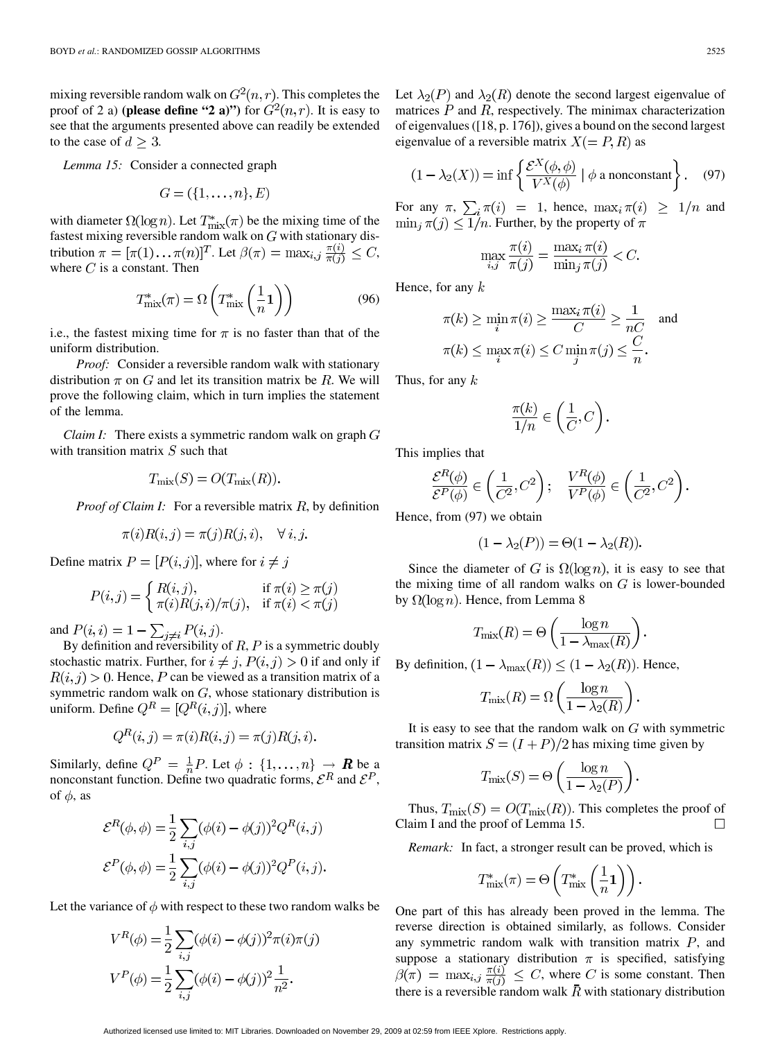mixing reversible random walk on $G^2(n,r)$. This completes the proof of 2 a) **(please define "2 a)")** for $G^2(n,r)$. It is easy to see that the arguments presented above can readily be extended to the case of $d \geq 3$.

*Lemma 15:* Consider a connected graph

$$G = (\{1, \ldots, n\}, E)$$

with diameter $\Omega(\log n)$. Let $T^*_{\text{mix}}(\pi)$ be the mixing time of the fastest mixing reversible random walk on $G$ with stationary distribution $\pi = [\pi(1) \ldots \pi(n)]^T$. Let $\beta(\pi) = \max_{i,j} \frac{\pi(i)}{\pi(j)} \leq C$, where $C$ is a constant. Then

$$T^*_{\text{mix}}(\pi) = \Omega\left(T^*_{\text{mix}}\left(\frac{1}{n}\mathbf{1}\right)\right) \tag{96}$$

i.e., the fastest mixing time for $\pi$ is no faster than that of the uniform distribution.

*Proof:* Consider a reversible random walk with stationary distribution $\pi$ on $G$ and let its transition matrix be $R$. We will prove the following claim, which in turn implies the statement of the lemma.

*Claim I:* There exists a symmetric random walk on graph $G$ with transition matrix $S$ such that

$$T_{\text{mix}}(S) = O(T_{\text{mix}}(R)).$$

*Proof of Claim I:* For a reversible matrix $R$, by definition

$$\pi(i)R(i,j) = \pi(j)R(j,i), \quad \forall\, i,j.$$

Define matrix $P = [P(i,j)]$, where for $i \neq j$

$$P(i,j) = \begin{cases} R(i,j), & \text{if } \pi(i) \geq \pi(j) \\ \pi(i)R(j,i)/\pi(i), & \text{if } \pi(i) < \pi(j) \end{cases}$$

and $P(i,i) = 1 - \sum_{j \neq i} P(i,j)$.

By definition and reversibility of $R$, $P$ is a symmetric doubly stochastic matrix. Further, for $i \neq j$, $P(i,j) > 0$ if and only if $R(i,j) > 0$. Hence, $P$ can be viewed as a transition matrix of a symmetric random walk on $G$, whose stationary distribution is uniform. Define $Q^R = [Q^R(i,j)]$, where

$$Q^R(i,j) = \pi(i)R(i,j) = \pi(j)R(j,i).$$

Similarly, define $Q^P = \frac{1}{n}P$. Let $\phi : \{1, \ldots, n\} \to \boldsymbol{R}$ be a nonconstant function. Define two quadratic forms, $\mathcal{E}^R$ and $\mathcal{E}^P$, of $\phi$, as

$$\mathcal{E}^R(\phi,\phi) = \frac{1}{2}\sum_{i,j}(\phi(i) - \phi(j))^2 Q^R(i,j)$$
$$\mathcal{E}^P(\phi,\phi) = \frac{1}{2}\sum_{i,j}(\phi(i) - \phi(j))^2 Q^P(i,j).$$

Let the variance of $\phi$ with respect to these two random walks be

$$V^R(\phi) = \frac{1}{2}\sum_{i,j}(\phi(i) - \phi(j))^2 \pi(i)\pi(j)$$
$$V^P(\phi) = \frac{1}{2}\sum_{i,j}(\phi(i) - \phi(j))^2 \frac{1}{n^2}.$$

Let $\lambda_2(P)$ and $\lambda_2(R)$ denote the second largest eigenvalue of matrices $P$ and $R$, respectively. The minimax characterization of eigenvalues ([18, p. 176]), gives a bound on the second largest eigenvalue of a reversible matrix $X(= P, R)$ as

$$(1 - \lambda_2(X)) = \inf\left\{\frac{\mathcal{E}^X(\phi,\phi)}{V^X(\phi)} \mid \phi \text{ a nonconstant}\right\}. \tag{97}$$

For any $\pi$, $\sum_i \pi(i) = 1$, hence, $\max_i \pi(i) \geq 1/n$ and $\min_j \pi(j) \leq 1/n$. Further, by the property of $\pi$

$$\max_{i,j} \frac{\pi(i)}{\pi(j)} = \frac{\max_i \pi(i)}{\min_j \pi(j)} < C.$$

Hence, for any $k$

$$\pi(k) \geq \min_i \pi(i) \geq \frac{\max_i \pi(i)}{C} \geq \frac{1}{nC} \quad \text{and}$$
$$\pi(k) \leq \max_i \pi(i) \leq C \min_j \pi(j) \leq \frac{C}{n}.$$

Thus, for any $k$

$$\frac{\pi(k)}{1/n} \in \left(\frac{1}{C}, C\right).$$

This implies that

$$\frac{\mathcal{E}^R(\phi)}{\mathcal{E}^P(\phi)} \in \left(\frac{1}{C^2}, C^2\right); \quad \frac{V^R(\phi)}{V^P(\phi)} \in \left(\frac{1}{C^2}, C^2\right).$$

Hence, from (97) we obtain

$$(1 - \lambda_2(P)) = \Theta(1 - \lambda_2(R)).$$

Since the diameter of $G$ is $\Omega(\log n)$, it is easy to see that the mixing time of all random walks on $G$ is lower-bounded by $\Omega(\log n)$. Hence, from Lemma 8

$$T_{\text{mix}}(R) = \Theta\left(\frac{\log n}{1 - \lambda_{\max}(R)}\right).$$

By definition, $(1 - \lambda_{\max}(R)) \leq (1 - \lambda_2(R))$. Hence,

$$T_{\text{mix}}(R) = \Omega\left(\frac{\log n}{1 - \lambda_2(R)}\right).$$

It is easy to see that the random walk on $G$ with symmetric transition matrix $S = (I + P)/2$ has mixing time given by

$$T_{\text{mix}}(S) = \Theta\left(\frac{\log n}{1 - \lambda_2(P)}\right).$$

Thus, $T_{\text{mix}}(S) = O(T_{\text{mix}}(R))$. This completes the proof of Claim I and the proof of Lemma 15. □

*Remark:* In fact, a stronger result can be proved, which is

$$T^*_{\text{mix}}(\pi) = \Theta\left(T^*_{\text{mix}}\left(\frac{1}{n}\mathbf{1}\right)\right).$$

One part of this has already been proved in the lemma. The reverse direction is obtained similarly, as follows. Consider any symmetric random walk with transition matrix $P$, and suppose a stationary distribution $\pi$ is specified, satisfying $\beta(\pi) = \max_{i,j} \frac{\pi(i)}{\pi(j)} \leq C$, where $C$ is some constant. Then there is a reversible random walk $\bar{R}$ with stationary distribution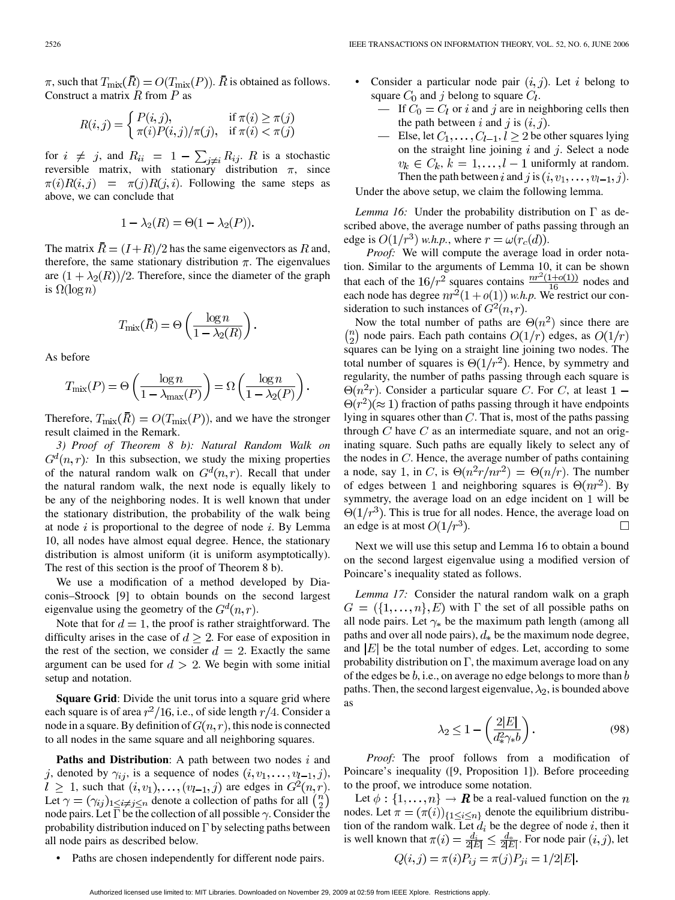$\pi$, such that $T_{\text{mix}}(\bar{R}) = O(T_{\text{mix}}(P))$. $\bar{R}$ is obtained as follows. Construct a matrix $R$ from $P$ as

$$R(i,j) = \begin{cases} P(i,j), & \text{if } \pi(i) \geq \pi(j) \\ \pi(i)P(i,j)/\pi(j), & \text{if } \pi(i) < \pi(j) \end{cases}$$

for $i \neq j$, and $R_{ii} = 1 - \sum_{j \neq i} R_{ij}$. $R$ is a stochastic reversible matrix, with stationary distribution $\pi$, since $\pi(i)R(i,j) = \pi(j)R(j,i)$. Following the same steps as above, we can conclude that

$$1 - \lambda_2(R) = \Theta(1 - \lambda_2(P)).$$

The matrix $\bar{R} = (I+R)/2$ has the same eigenvectors as $R$ and, therefore, the same stationary distribution $\pi$. The eigenvalues are $(1 + \lambda_2(R))/2$. Therefore, since the diameter of the graph is $\Omega(\log n)$

$$T_{\text{mix}}(\bar{R}) = \Theta\left(\frac{\log n}{1 - \lambda_2(R)}\right).$$

As before

$$T_{\text{mix}}(P) = \Theta\left(\frac{\log n}{1 - \lambda_{\max}(P)}\right) = \Omega\left(\frac{\log n}{1 - \lambda_2(P)}\right).$$

Therefore, $T_{\text{mix}}(\bar{R}) = O(T_{\text{mix}}(P))$, and we have the stronger result claimed in the Remark.

*3) Proof of Theorem 8 b): Natural Random Walk on $G^d(n,r)$:* In this subsection, we study the mixing properties of the natural random walk on $G^d(n,r)$. Recall that under the natural random walk, the next node is equally likely to be any of the neighboring nodes. It is well known that under the stationary distribution, the probability of the walk being at node $i$ is proportional to the degree of node $i$. By Lemma 10, all nodes have almost equal degree. Hence, the stationary distribution is almost uniform (it is uniform asymptotically). The rest of this section is the proof of Theorem 8 b).

We use a modification of a method developed by Diaconis–Stroock [9] to obtain bounds on the second largest eigenvalue using the geometry of the $G^d(n,r)$.

Note that for $d = 1$, the proof is rather straightforward. The difficulty arises in the case of $d \geq 2$. For ease of exposition in the rest of the section, we consider $d = 2$. Exactly the same argument can be used for $d > 2$. We begin with some initial setup and notation.

**Square Grid**: Divide the unit torus into a square grid where each square is of area $r^2/16$, i.e., of side length $r/4$. Consider a node in a square. By definition of $G(n,r)$, this node is connected to all nodes in the same square and all neighboring squares.

**Paths and Distribution**: A path between two nodes $i$ and $j$, denoted by $\gamma_{ij}$, is a sequence of nodes $(i, v_1, \ldots, v_{l-1}, j)$, $l \geq 1$, such that $(i, v_1), \ldots, (v_{l-1}, j)$ are edges in $G^2(n,r)$. Let $\gamma = (\gamma_{ij})_{1 \leq i \neq j \leq n}$ denote a collection of paths for all $\binom{n}{2}$ node pairs. Let $\Gamma$ be the collection of all possible $\gamma$. Consider the probability distribution induced on $\Gamma$ by selecting paths between all node pairs as described below.

- Paths are chosen independently for different node pairs.
- Consider a particular node pair $(i,j)$. Let $i$ belong to square $C_0$ and $j$ belong to square $C_l$.
  - If $C_0 = C_l$ or $i$ and $j$ are in neighboring cells then the path between $i$ and $j$ is $(i,j)$.
  - Else, let $C_1, \ldots, C_{l-1}$, $l \geq 2$ be other squares lying on the straight line joining $i$ and $j$. Select a node $v_k \in C_k$, $k = 1, \ldots, l-1$ uniformly at random. Then the path between $i$ and $j$ is $(i, v_1, \ldots, v_{l-1}, j)$.

Under the above setup, we claim the following lemma.

*Lemma 16:* Under the probability distribution on $\Gamma$ as described above, the average number of paths passing through an edge is $O(1/r^3)$ *w.h.p.*, where $r = \omega(r_c(d))$.

*Proof:* We will compute the average load in order notation. Similar to the arguments of Lemma 10, it can be shown that each of the $16/r^2$ squares contains $\frac{nr^2(1+o(1))}{16}$ nodes and each node has degree $nr^2(1+o(1))$ *w.h.p.* We restrict our consideration to such instances of $G^2(n,r)$.

Now the total number of paths are $\Theta(n^2)$ since there are $\binom{n}{2}$ node pairs. Each path contains $O(1/r)$ edges, as $O(1/r)$ squares can be lying on a straight line joining two nodes. The total number of squares is $\Theta(1/r^2)$. Hence, by symmetry and regularity, the number of paths passing through each square is $\Theta(n^2 r)$. Consider a particular square $C$. For $C$, at least $1 - \Theta(r^2)(\approx 1)$ fraction of paths passing through it have endpoints lying in squares other than $C$. That is, most of the paths passing through $C$ have $C$ as an intermediate square, and not an originating square. Such paths are equally likely to select any of the nodes in $C$. Hence, the average number of paths containing a node, say 1, in $C$, is $\Theta(n^2 r/nr^2) = \Theta(n/r)$. The number of edges between 1 and neighboring squares is $\Theta(nr^2)$. By symmetry, the average load on an edge incident on 1 will be $\Theta(1/r^3)$. This is true for all nodes. Hence, the average load on an edge is at most $O(1/r^3)$. $\square$

Next we will use this setup and Lemma 16 to obtain a bound on the second largest eigenvalue using a modified version of Poincare's inequality stated as follows.

*Lemma 17:* Consider the natural random walk on a graph $G = (\{1, \ldots, n\}, E)$ with $\Gamma$ the set of all possible paths on all node pairs. Let $\gamma_*$ be the maximum path length (among all paths and over all node pairs), $d_*$ be the maximum node degree, and $|E|$ be the total number of edges. Let, according to some probability distribution on $\Gamma$, the maximum average load on any of the edges be $b$, i.e., on average no edge belongs to more than $b$ paths. Then, the second largest eigenvalue, $\lambda_2$, is bounded above as

$$\lambda_2 \leq 1 - \left(\frac{2|E|}{d_*^2 \gamma_* b}\right). \tag{98}$$

*Proof:* The proof follows from a modification of Poincare's inequality ([9, Proposition 1]). Before proceeding to the proof, we introduce some notation.

Let $\phi : \{1, \ldots, n\} \to \mathbf{R}$ be a real-valued function on the $n$ nodes. Let $\pi = (\pi(i))_{\{1 \leq i \leq n\}}$ denote the equilibrium distribution of the random walk. Let $d_i$ be the degree of node $i$, then it is well known that $\pi(i) = \frac{d_i}{2|E|} \leq \frac{d_*}{2|E|}$. For node pair $(i,j)$, let

$$Q(i,j) = \pi(i)P_{ij} = \pi(j)P_{ji} = 1/2|E|.$$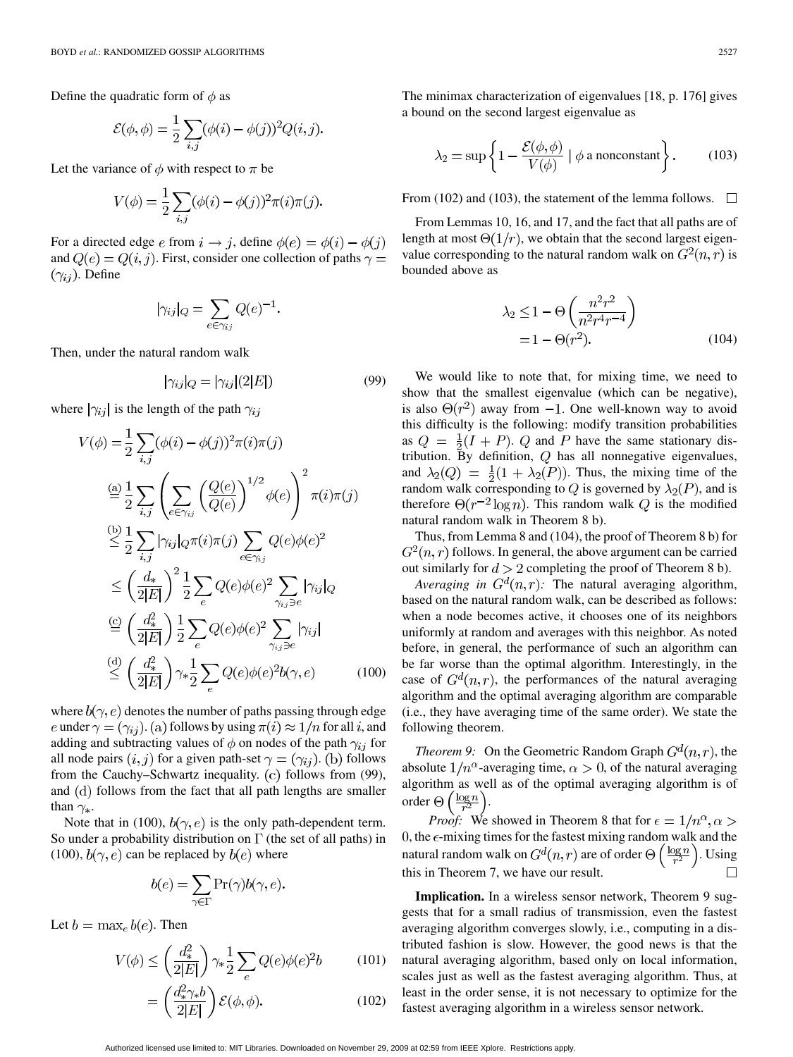Define the quadratic form of $\phi$ as

$$\mathcal{E}(\phi,\phi) = \frac{1}{2}\sum_{i,j}(\phi(i) - \phi(j))^2 Q(i,j).$$

Let the variance of $\phi$ with respect to $\pi$ be

$$V(\phi) = \frac{1}{2}\sum_{i,j}(\phi(i) - \phi(j))^2 \pi(i)\pi(j).$$

For a directed edge $e$ from $i \to j$, define $\phi(e) = \phi(i) - \phi(j)$ and $Q(e) = Q(i,j)$. First, consider one collection of paths $\gamma = (\gamma_{ij})$. Define

$$|\gamma_{ij}|_Q = \sum_{e \in \gamma_{ij}} Q(e)^{-1}.$$

Then, under the natural random walk

$$|\gamma_{ij}|_Q = |\gamma_{ij}|(2|E|) \tag{99}$$

where $|\gamma_{ij}|$ is the length of the path $\gamma_{ij}$

$$\begin{aligned}
V(\phi) &= \frac{1}{2}\sum_{i,j}(\phi(i) - \phi(j))^2 \pi(i)\pi(j) \\
&\overset{(a)}{=} \frac{1}{2}\sum_{i,j}\left(\sum_{e \in \gamma_{ij}}\left(\frac{Q(e)}{Q(e)}\right)^{1/2}\phi(e)\right)^2 \pi(i)\pi(j) \\
&\overset{(b)}{\leq} \frac{1}{2}\sum_{i,j}|\gamma_{ij}|_Q \pi(i)\pi(j)\sum_{e \in \gamma_{ij}} Q(e)\phi(e)^2 \\
&\leq \left(\frac{d_*}{2|E|}\right)^2 \frac{1}{2}\sum_e Q(e)\phi(e)^2 \sum_{\gamma_{ij} \ni e}|\gamma_{ij}|_Q \\
&\overset{(c)}{=} \left(\frac{d_*^2}{2|E|}\right)\frac{1}{2}\sum_e Q(e)\phi(e)^2 \sum_{\gamma_{ij} \ni e}|\gamma_{ij}| \\
&\overset{(d)}{\leq} \left(\frac{d_*^2}{2|E|}\right)\gamma_* \frac{1}{2}\sum_e Q(e)\phi(e)^2 b(\gamma, e)
\end{aligned} \tag{100}$$

where $b(\gamma, e)$ denotes the number of paths passing through edge $e$ under $\gamma = (\gamma_{ij})$. (a) follows by using $\pi(i) \approx 1/n$ for all $i$, and adding and subtracting values of $\phi$ on nodes of the path $\gamma_{ij}$ for all node pairs $(i,j)$ for a given path-set $\gamma = (\gamma_{ij})$. (b) follows from the Cauchy–Schwartz inequality. (c) follows from (99), and (d) follows from the fact that all path lengths are smaller than $\gamma_*$.

Note that in (100), $b(\gamma, e)$ is the only path-dependent term. So under a probability distribution on $\Gamma$ (the set of all paths) in (100), $b(\gamma, e)$ can be replaced by $b(e)$ where

$$b(e) = \sum_{\gamma \in \Gamma} \Pr(\gamma) b(\gamma, e).$$

Let $b = \max_e b(e)$. Then

$$\begin{aligned}
V(\phi) &\leq \left(\frac{d_*^2}{2|E|}\right)\gamma_* \frac{1}{2}\sum_e Q(e)\phi(e)^2 b \qquad (101)\\
&= \left(\frac{d_*^2 \gamma_* b}{2|E|}\right)\mathcal{E}(\phi,\phi). \qquad (102)
\end{aligned}$$

The minimax characterization of eigenvalues [18, p. 176] gives a bound on the second largest eigenvalue as

$$\lambda_2 = \sup\left\{1 - \frac{\mathcal{E}(\phi,\phi)}{V(\phi)} \mid \phi \text{ a nonconstant}\right\}. \tag{103}$$

From (102) and (103), the statement of the lemma follows. $\square$

From Lemmas 10, 16, and 17, and the fact that all paths are of length at most $\Theta(1/r)$, we obtain that the second largest eigenvalue corresponding to the natural random walk on $G^2(n,r)$ is bounded above as

$$\begin{aligned}
\lambda_2 &\leq 1 - \Theta\left(\frac{n^2 r^2}{n^2 r^4 r^{-4}}\right) \\
&= 1 - \Theta(r^2).
\end{aligned} \tag{104}$$

We would like to note that, for mixing time, we need to show that the smallest eigenvalue (which can be negative), is also $\Theta(r^2)$ away from $-1$. One well-known way to avoid this difficulty is the following: modify transition probabilities as $Q = \frac{1}{2}(I + P)$. $Q$ and $P$ have the same stationary distribution. By definition, $Q$ has all nonnegative eigenvalues, and $\lambda_2(Q) = \frac{1}{2}(1 + \lambda_2(P))$. Thus, the mixing time of the random walk corresponding to $Q$ is governed by $\lambda_2(P)$, and is therefore $\Theta(r^{-2}\log n)$. This random walk $Q$ is the modified natural random walk in Theorem 8 b).

Thus, from Lemma 8 and (104), the proof of Theorem 8 b) for $G^2(n,r)$ follows. In general, the above argument can be carried out similarly for $d > 2$ completing the proof of Theorem 8 b).

*Averaging in $G^d(n,r)$:* The natural averaging algorithm, based on the natural random walk, can be described as follows: when a node becomes active, it chooses one of its neighbors uniformly at random and averages with this neighbor. As noted before, in general, the performance of such an algorithm can be far worse than the optimal algorithm. Interestingly, in the case of $G^d(n,r)$, the performances of the natural averaging algorithm and the optimal averaging algorithm are comparable (i.e., they have averaging time of the same order). We state the following theorem.

*Theorem 9:* On the Geometric Random Graph $G^d(n,r)$, the absolute $1/n^\alpha$-averaging time, $\alpha > 0$, of the natural averaging algorithm as well as of the optimal averaging algorithm is of order $\Theta\left(\frac{\log n}{r^2}\right)$.

*Proof:* We showed in Theorem 8 that for $\epsilon = 1/n^\alpha, \alpha > 0$, the $\epsilon$-mixing times for the fastest mixing random walk and the natural random walk on $G^d(n,r)$ are of order $\Theta\left(\frac{\log n}{r^2}\right)$. Using this in Theorem 7, we have our result. $\square$

**Implication.** In a wireless sensor network, Theorem 9 suggests that for a small radius of transmission, even the fastest averaging algorithm converges slowly, i.e., computing in a distributed fashion is slow. However, the good news is that the natural averaging algorithm, based only on local information, scales just as well as the fastest averaging algorithm. Thus, at least in the order sense, it is not necessary to optimize for the fastest averaging algorithm in a wireless sensor network.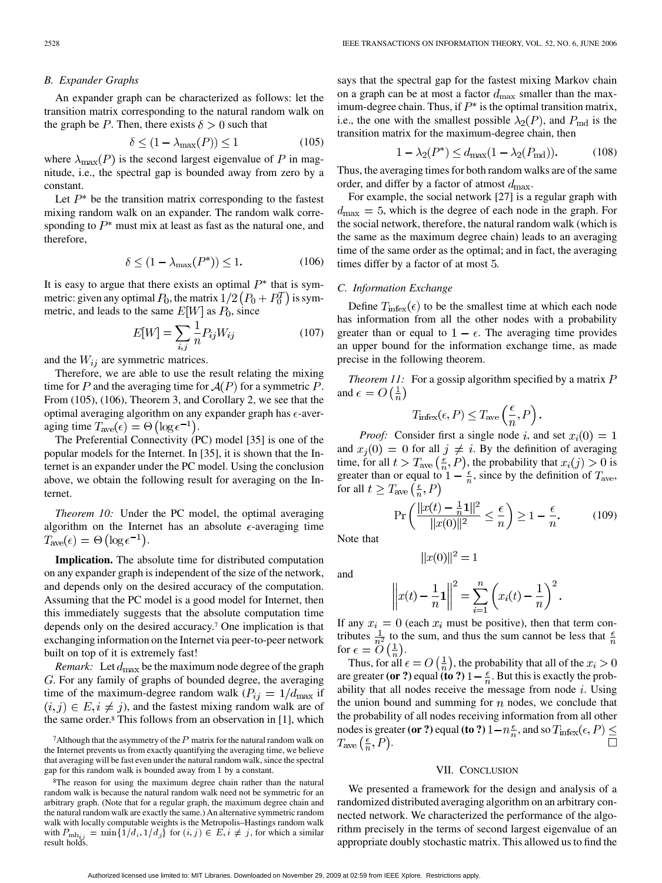### B. Expander Graphs

An expander graph can be characterized as follows: let the transition matrix corresponding to the natural random walk on the graph be $P$. Then, there exists $\delta > 0$ such that

$$\delta \leq (1 - \lambda_{\max}(P)) \leq 1 \tag{105}$$

where $\lambda_{\max}(P)$ is the second largest eigenvalue of $P$ in magnitude, i.e., the spectral gap is bounded away from zero by a constant.

Let $P^*$ be the transition matrix corresponding to the fastest mixing random walk on an expander. The random walk corresponding to $P^*$ must mix at least as fast as the natural one, and therefore,

$$\delta \leq (1 - \lambda_{\max}(P^*)) \leq 1. \tag{106}$$

It is easy to argue that there exists an optimal $P^*$ that is symmetric: given any optimal $P_0$, the matrix $1/2\left(P_0 + P_0^T\right)$ is symmetric, and leads to the same $E[W]$ as $P_0$, since

$$E[W] = \sum_{i,j} \frac{1}{n} P_{ij} W_{ij} \tag{107}$$

and the $W_{ij}$ are symmetric matrices.

Therefore, we are able to use the result relating the mixing time for $P$ and the averaging time for $\mathcal{A}(P)$ for a symmetric $P$. From (105), (106), Theorem 3, and Corollary 2, we see that the optimal averaging algorithm on any expander graph has $\epsilon$-averaging time $T_{\text{ave}}(\epsilon) = \Theta\left(\log \epsilon^{-1}\right)$.

The Preferential Connectivity (PC) model [35] is one of the popular models for the Internet. In [35], it is shown that the Internet is an expander under the PC model. Using the conclusion above, we obtain the following result for averaging on the Internet.

*Theorem 10:* Under the PC model, the optimal averaging algorithm on the Internet has an absolute $\epsilon$-averaging time $T_{\text{ave}}(\epsilon) = \Theta\left(\log \epsilon^{-1}\right)$.

**Implication.** The absolute time for distributed computation on any expander graph is independent of the size of the network, and depends only on the desired accuracy of the computation. Assuming that the PC model is a good model for Internet, then this immediately suggests that the absolute computation time depends only on the desired accuracy.[7] One implication is that exchanging information on the Internet via peer-to-peer network built on top of it is extremely fast!

*Remark:* Let $d_{\max}$ be the maximum node degree of the graph $G$. For any family of graphs of bounded degree, the averaging time of the maximum-degree random walk ($P_{ij} = 1/d_{\max}$ if $(i,j) \in E, i \neq j$), and the fastest mixing random walk are of the same order.[8] This follows from an observation in [1], which says that the spectral gap for the fastest mixing Markov chain on a graph can be at most a factor $d_{\max}$ smaller than the maximum-degree chain. Thus, if $P^*$ is the optimal transition matrix, i.e., the one with the smallest possible $\lambda_2(P)$, and $P_{\text{md}}$ is the transition matrix for the maximum-degree chain, then

$$1 - \lambda_2(P^*) \leq d_{\max}(1 - \lambda_2(P_{\text{md}})). \tag{108}$$

Thus, the averaging times for both random walks are of the same order, and differ by a factor of atmost $d_{\max}$.

For example, the social network [27] is a regular graph with $d_{\max} = 5$, which is the degree of each node in the graph. For the social network, therefore, the natural random walk (which is the same as the maximum degree chain) leads to an averaging time of the same order as the optimal; and in fact, the averaging times differ by a factor of at most 5.

[7] Although that the asymmetry of the $P$ matrix for the natural random walk on the Internet prevents us from exactly quantifying the averaging time, we believe that averaging will be fast even under the natural random walk, since the spectral gap for this random walk is bounded away from 1 by a constant.

[8] The reason for using the maximum degree chain rather than the natural random walk is because the natural random walk need not be symmetric for an arbitrary graph. (Note that for a regular graph, the maximum degree chain and the natural random walk are exactly the same.) An alternative symmetric random walk with locally computable weights is the Metropolis–Hastings random walk with $P_{\text{mh}_{ij}} = \min\{1/d_i, 1/d_j\}$ for $(i,j) \in E, i \neq j$, for which a similar result holds.

### C. Information Exchange

Define $T_{\text{infex}}(\epsilon)$ to be the smallest time at which each node has information from all the other nodes with a probability greater than or equal to $1 - \epsilon$. The averaging time provides an upper bound for the information exchange time, as made precise in the following theorem.

*Theorem 11:* For a gossip algorithm specified by a matrix $P$ and $\epsilon = O\left(\frac{1}{n}\right)$

$$T_{\text{infex}}(\epsilon, P) \leq T_{\text{ave}}\left(\frac{\epsilon}{n}, P\right).$$

*Proof:* Consider first a single node $i$, and set $x_i(0) = 1$ and $x_j(0) = 0$ for all $j \neq i$. By the definition of averaging time, for all $t > T_{\text{ave}}\left(\frac{\epsilon}{n}, P\right)$, the probability that $x_i(j) > 0$ is greater than or equal to $1 - \frac{\epsilon}{n}$, since by the definition of $T_{\text{ave}}$, for all $t \geq T_{\text{ave}}\left(\frac{\epsilon}{n}, P\right)$

$$\Pr\left(\frac{\|x(t) - \frac{1}{n}\mathbf{1}\|^2}{\|x(0)\|^2} \leq \frac{\epsilon}{n}\right) \geq 1 - \frac{\epsilon}{n}. \tag{109}$$

Note that

$$\|x(0)\|^2 = 1$$

and

$$\left\|x(t) - \frac{1}{n}\mathbf{1}\right\|^2 = \sum_{i=1}^{n}\left(x_i(t) - \frac{1}{n}\right)^2.$$

If any $x_i = 0$ (each $x_i$ must be positive), then that term contributes $\frac{1}{n^2}$ to the sum, and thus the sum cannot be less that $\frac{\epsilon}{n}$ for $\epsilon = O\left(\frac{1}{n}\right)$.

Thus, for all $\epsilon = O\left(\frac{1}{n}\right)$, the probability that all of the $x_i > 0$ are greater **(or ?)** equal **(to ?)** $1 - \frac{\epsilon}{n}$. But this is exactly the probability that all nodes receive the message from node $i$. Using the union bound and summing for $n$ nodes, we conclude that the probability of all nodes receiving information from all other nodes is greater **(or ?)** equal **(to ?)** $1 - n\frac{\epsilon}{n}$, and so $T_{\text{infex}}(\epsilon, P) \leq T_{\text{ave}}\left(\frac{\epsilon}{n}, P\right)$. □

## VII. Conclusion

We presented a framework for the design and analysis of a randomized distributed averaging algorithm on an arbitrary connected network. We characterized the performance of the algorithm precisely in the terms of second largest eigenvalue of an appropriate doubly stochastic matrix. This allowed us to find the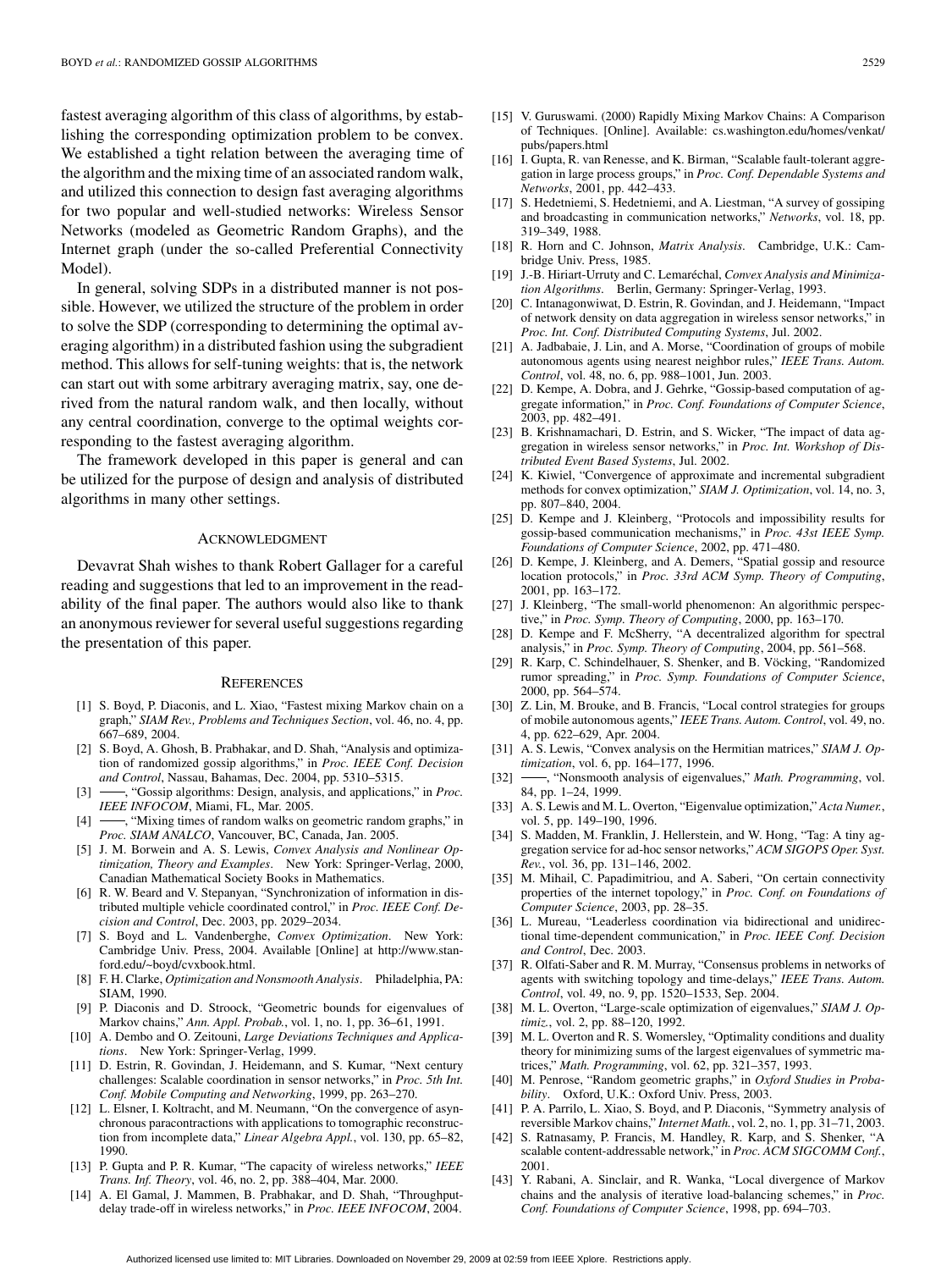fastest averaging algorithm of this class of algorithms, by establishing the corresponding optimization problem to be convex. We established a tight relation between the averaging time of the algorithm and the mixing time of an associated random walk, and utilized this connection to design fast averaging algorithms for two popular and well-studied networks: Wireless Sensor Networks (modeled as Geometric Random Graphs), and the Internet graph (under the so-called Preferential Connectivity Model).

In general, solving SDPs in a distributed manner is not possible. However, we utilized the structure of the problem in order to solve the SDP (corresponding to determining the optimal averaging algorithm) in a distributed fashion using the subgradient method. This allows for self-tuning weights: that is, the network can start out with some arbitrary averaging matrix, say, one derived from the natural random walk, and then locally, without any central coordination, converge to the optimal weights corresponding to the fastest averaging algorithm.

The framework developed in this paper is general and can be utilized for the purpose of design and analysis of distributed algorithms in many other settings.

## Acknowledgment

Devavrat Shah wishes to thank Robert Gallager for a careful reading and suggestions that led to an improvement in the readability of the final paper. The authors would also like to thank an anonymous reviewer for several useful suggestions regarding the presentation of this paper.

## References

[1] S. Boyd, P. Diaconis, and L. Xiao, "Fastest mixing Markov chain on a graph," *SIAM Rev., Problems and Techniques Section*, vol. 46, no. 4, pp. 667–689, 2004.

[2] S. Boyd, A. Ghosh, B. Prabhakar, and D. Shah, "Analysis and optimization of randomized gossip algorithms," in *Proc. IEEE Conf. Decision and Control*, Nassau, Bahamas, Dec. 2004, pp. 5310–5315.

[3] ——, "Gossip algorithms: Design, analysis, and applications," in *Proc. IEEE INFOCOM*, Miami, FL, Mar. 2005.

[4] ——, "Mixing times of random walks on geometric random graphs," in *Proc. SIAM ANALCO*, Vancouver, BC, Canada, Jan. 2005.

[5] J. M. Borwein and A. S. Lewis, *Convex Analysis and Nonlinear Optimization, Theory and Examples*. New York: Springer-Verlag, 2000, Canadian Mathematical Society Books in Mathematics.

[6] R. W. Beard and V. Stepanyan, "Synchronization of information in distributed multiple vehicle coordinated control," in *Proc. IEEE Conf. Decision and Control*, Dec. 2003, pp. 2029–2034.

[7] S. Boyd and L. Vandenberghe, *Convex Optimization*. New York: Cambridge Univ. Press, 2004. Available [Online] at http://www.stanford.edu/~boyd/cvxbook.html.

[8] F. H. Clarke, *Optimization and Nonsmooth Analysis*. Philadelphia, PA: SIAM, 1990.

[9] P. Diaconis and D. Stroock, "Geometric bounds for eigenvalues of Markov chains," *Ann. Appl. Probab.*, vol. 1, no. 1, pp. 36–61, 1991.

[10] A. Dembo and O. Zeitouni, *Large Deviations Techniques and Applications*. New York: Springer-Verlag, 1999.

[11] D. Estrin, R. Govindan, J. Heidemann, and S. Kumar, "Next century challenges: Scalable coordination in sensor networks," in *Proc. 5th Int. Conf. Mobile Computing and Networking*, 1999, pp. 263–270.

[12] L. Elsner, I. Koltracht, and M. Neumann, "On the convergence of asynchronous paracontractions with applications to tomographic reconstruction from incomplete data," *Linear Algebra Appl.*, vol. 130, pp. 65–82, 1990.

[13] P. Gupta and P. R. Kumar, "The capacity of wireless networks," *IEEE Trans. Inf. Theory*, vol. 46, no. 2, pp. 388–404, Mar. 2000.

[14] A. El Gamal, J. Mammen, B. Prabhakar, and D. Shah, "Throughput-delay trade-off in wireless networks," in *Proc. IEEE INFOCOM*, 2004.

[15] V. Guruswami. (2000) Rapidly Mixing Markov Chains: A Comparison of Techniques. [Online]. Available: cs.washington.edu/homes/venkat/pubs/papers.html

[16] I. Gupta, R. van Renesse, and K. Birman, "Scalable fault-tolerant aggregation in large process groups," in *Proc. Conf. Dependable Systems and Networks*, 2001, pp. 442–433.

[17] S. Hedetniemi, S. Hedetniemi, and A. Liestman, "A survey of gossiping and broadcasting in communication networks," *Networks*, vol. 18, pp. 319–349, 1988.

[18] R. Horn and C. Johnson, *Matrix Analysis*. Cambridge, U.K.: Cambridge Univ. Press, 1985.

[19] J.-B. Hiriart-Urruty and C. Lemaréchal, *Convex Analysis and Minimization Algorithms*. Berlin, Germany: Springer-Verlag, 1993.

[20] C. Intanagonwiwat, D. Estrin, R. Govindan, and J. Heidemann, "Impact of network density on data aggregation in wireless sensor networks," in *Proc. Int. Conf. Distributed Computing Systems*, Jul. 2002.

[21] A. Jadbabaie, J. Lin, and A. Morse, "Coordination of groups of mobile autonomous agents using nearest neighbor rules," *IEEE Trans. Autom. Control*, vol. 48, no. 6, pp. 988–1001, Jun. 2003.

[22] D. Kempe, A. Dobra, and J. Gehrke, "Gossip-based computation of aggregate information," in *Proc. Conf. Foundations of Computer Science*, 2003, pp. 482–491.

[23] B. Krishnamachari, D. Estrin, and S. Wicker, "The impact of data aggregation in wireless sensor networks," in *Proc. Int. Workshop of Distributed Event Based Systems*, Jul. 2002.

[24] K. Kiwiel, "Convergence of approximate and incremental subgradient methods for convex optimization," *SIAM J. Optimization*, vol. 14, no. 3, pp. 807–840, 2004.

[25] D. Kempe and J. Kleinberg, "Protocols and impossibility results for gossip-based communication mechanisms," in *Proc. 43st IEEE Symp. Foundations of Computer Science*, 2002, pp. 471–480.

[26] D. Kempe, J. Kleinberg, and A. Demers, "Spatial gossip and resource location protocols," in *Proc. 33rd ACM Symp. Theory of Computing*, 2001, pp. 163–172.

[27] J. Kleinberg, "The small-world phenomenon: An algorithmic perspective," in *Proc. Symp. Theory of Computing*, 2000, pp. 163–170.

[28] D. Kempe and F. McSherry, "A decentralized algorithm for spectral analysis," in *Proc. Symp. Theory of Computing*, 2004, pp. 561–568.

[29] R. Karp, C. Schindelhauer, S. Shenker, and B. Vöcking, "Randomized rumor spreading," in *Proc. Symp. Foundations of Computer Science*, 2000, pp. 564–574.

[30] Z. Lin, M. Brouke, and B. Francis, "Local control strategies for groups of mobile autonomous agents," *IEEE Trans. Autom. Control*, vol. 49, no. 4, pp. 622–629, Apr. 2004.

[31] A. S. Lewis, "Convex analysis on the Hermitian matrices," *SIAM J. Optimization*, vol. 6, pp. 164–177, 1996.

[32] ——, "Nonsmooth analysis of eigenvalues," *Math. Programming*, vol. 84, pp. 1–24, 1999.

[33] A. S. Lewis and M. L. Overton, "Eigenvalue optimization," *Acta Numer.*, vol. 5, pp. 149–190, 1996.

[34] S. Madden, M. Franklin, J. Hellerstein, and W. Hong, "Tag: A tiny aggregation service for ad-hoc sensor networks," *ACM SIGOPS Oper. Syst. Rev.*, vol. 36, pp. 131–146, 2002.

[35] M. Mihail, C. Papadimitriou, and A. Saberi, "On certain connectivity properties of the internet topology," in *Proc. Conf. on Foundations of Computer Science*, 2003, pp. 28–35.

[36] L. Mureau, "Leaderless coordination via bidirectional and unidirectional time-dependent communication," in *Proc. IEEE Conf. Decision and Control*, Dec. 2003.

[37] R. Olfati-Saber and R. M. Murray, "Consensus problems in networks of agents with switching topology and time-delays," *IEEE Trans. Autom. Control*, vol. 49, no. 9, pp. 1520–1533, Sep. 2004.

[38] M. L. Overton, "Large-scale optimization of eigenvalues," *SIAM J. Optimiz.*, vol. 2, pp. 88–120, 1992.

[39] M. L. Overton and R. S. Womersley, "Optimality conditions and duality theory for minimizing sums of the largest eigenvalues of symmetric matrices," *Math. Programming*, vol. 62, pp. 321–357, 1993.

[40] M. Penrose, "Random geometric graphs," in *Oxford Studies in Probability*. Oxford, U.K.: Oxford Univ. Press, 2003.

[41] P. A. Parrilo, L. Xiao, S. Boyd, and P. Diaconis, "Symmetry analysis of reversible Markov chains," *Internet Math.*, vol. 2, no. 1, pp. 31–71, 2003.

[42] S. Ratnasamy, P. Francis, M. Handley, R. Karp, and S. Shenker, "A scalable content-addressable network," in *Proc. ACM SIGCOMM Conf.*, 2001.

[43] Y. Rabani, A. Sinclair, and R. Wanka, "Local divergence of Markov chains and the analysis of iterative load-balancing schemes," in *Proc. Conf. Foundations of Computer Science*, 1998, pp. 694–703.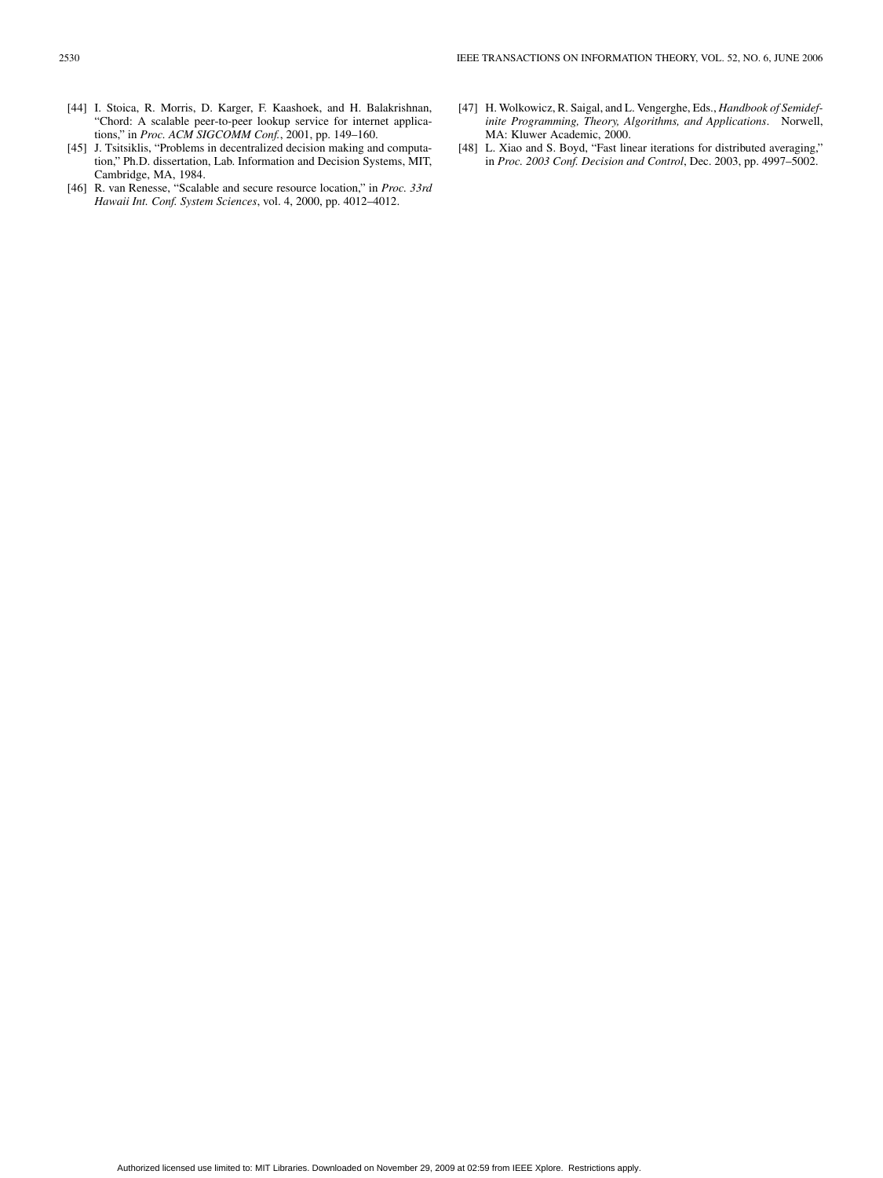[44] I. Stoica, R. Morris, D. Karger, F. Kaashoek, and H. Balakrishnan, "Chord: A scalable peer-to-peer lookup service for internet applications," in *Proc. ACM SIGCOMM Conf.*, 2001, pp. 149–160.

[45] J. Tsitsiklis, "Problems in decentralized decision making and computation," Ph.D. dissertation, Lab. Information and Decision Systems, MIT, Cambridge, MA, 1984.

[46] R. van Renesse, "Scalable and secure resource location," in *Proc. 33rd Hawaii Int. Conf. System Sciences*, vol. 4, 2000, pp. 4012–4012.

[47] H. Wolkowicz, R. Saigal, and L. Vengerghe, Eds., *Handbook of Semidefinite Programming, Theory, Algorithms, and Applications*. Norwell, MA: Kluwer Academic, 2000.

[48] L. Xiao and S. Boyd, "Fast linear iterations for distributed averaging," in *Proc. 2003 Conf. Decision and Control*, Dec. 2003, pp. 4997–5002.

Authorized licensed use limited to: MIT Libraries. Downloaded on November 29, 2009 at 02:59 from IEEE Xplore. Restrictions apply.